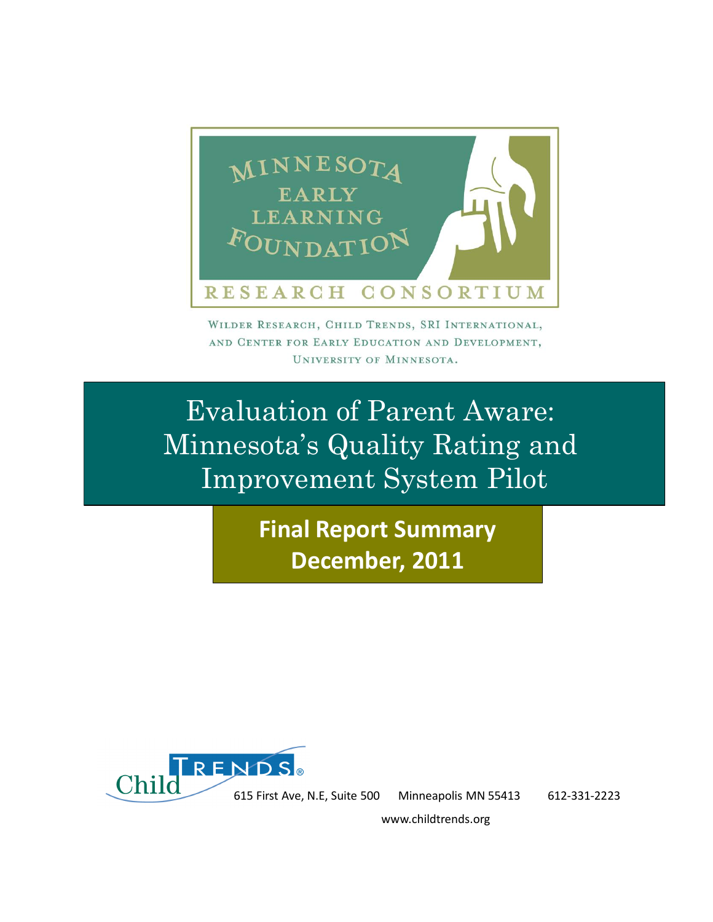MINNESOTA EARLY LEARNING FOUNDATION

RESEARCH CONSORTIUM

Wilder Research, Child Trends, SRI International, and Center for Early Education and Development, University of Minnesota.

# Evaluation of Parent Aware: Minnesota's Quality Rating and Improvement System Pilot

## Final Report Summary
## December, 2011

Child Trends®

615 First Ave, N.E, Suite 500 Minneapolis MN 55413 612-331-2223

www.childtrends.org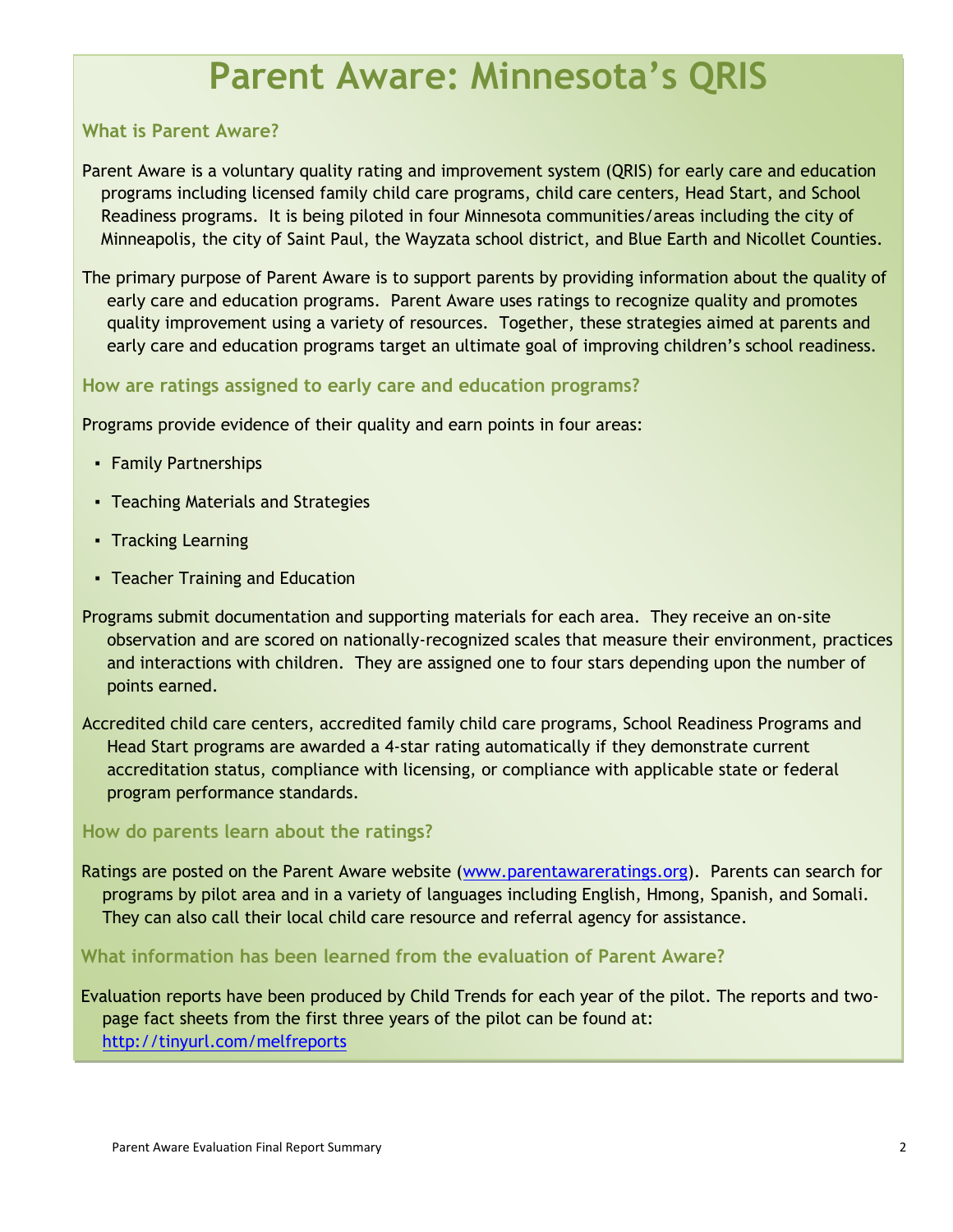# Parent Aware: Minnesota's QRIS

## What is Parent Aware?

Parent Aware is a voluntary quality rating and improvement system (QRIS) for early care and education programs including licensed family child care programs, child care centers, Head Start, and School Readiness programs. It is being piloted in four Minnesota communities/areas including the city of Minneapolis, the city of Saint Paul, the Wayzata school district, and Blue Earth and Nicollet Counties.

The primary purpose of Parent Aware is to support parents by providing information about the quality of early care and education programs. Parent Aware uses ratings to recognize quality and promotes quality improvement using a variety of resources. Together, these strategies aimed at parents and early care and education programs target an ultimate goal of improving children's school readiness.

## How are ratings assigned to early care and education programs?

Programs provide evidence of their quality and earn points in four areas:

- Family Partnerships
- Teaching Materials and Strategies
- Tracking Learning
- Teacher Training and Education

Programs submit documentation and supporting materials for each area. They receive an on-site observation and are scored on nationally-recognized scales that measure their environment, practices and interactions with children. They are assigned one to four stars depending upon the number of points earned.

Accredited child care centers, accredited family child care programs, School Readiness Programs and Head Start programs are awarded a 4-star rating automatically if they demonstrate current accreditation status, compliance with licensing, or compliance with applicable state or federal program performance standards.

## How do parents learn about the ratings?

Ratings are posted on the Parent Aware website (www.parentawareratings.org). Parents can search for programs by pilot area and in a variety of languages including English, Hmong, Spanish, and Somali. They can also call their local child care resource and referral agency for assistance.

## What information has been learned from the evaluation of Parent Aware?

Evaluation reports have been produced by Child Trends for each year of the pilot. The reports and two-page fact sheets from the first three years of the pilot can be found at: http://tinyurl.com/melfreports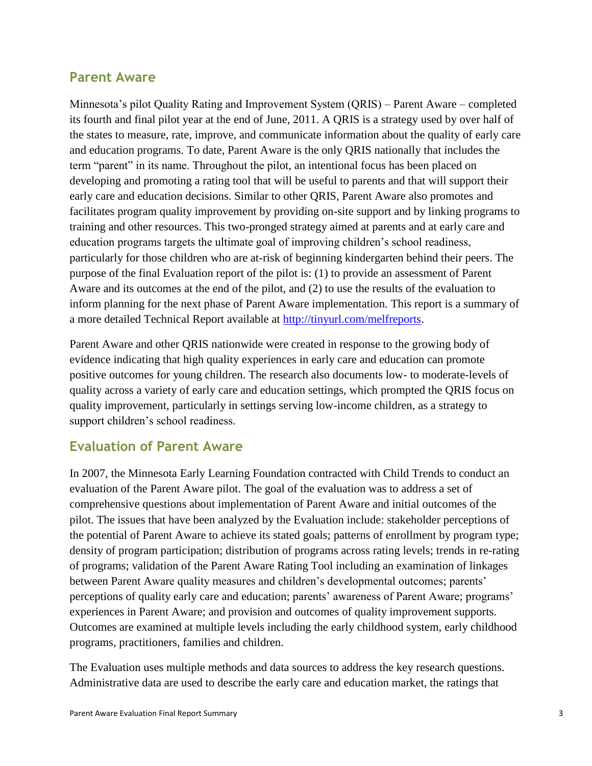## Parent Aware

Minnesota's pilot Quality Rating and Improvement System (QRIS) – Parent Aware – completed its fourth and final pilot year at the end of June, 2011. A QRIS is a strategy used by over half of the states to measure, rate, improve, and communicate information about the quality of early care and education programs. To date, Parent Aware is the only QRIS nationally that includes the term "parent" in its name. Throughout the pilot, an intentional focus has been placed on developing and promoting a rating tool that will be useful to parents and that will support their early care and education decisions. Similar to other QRIS, Parent Aware also promotes and facilitates program quality improvement by providing on-site support and by linking programs to training and other resources. This two-pronged strategy aimed at parents and at early care and education programs targets the ultimate goal of improving children's school readiness, particularly for those children who are at-risk of beginning kindergarten behind their peers. The purpose of the final Evaluation report of the pilot is: (1) to provide an assessment of Parent Aware and its outcomes at the end of the pilot, and (2) to use the results of the evaluation to inform planning for the next phase of Parent Aware implementation. This report is a summary of a more detailed Technical Report available at [http://tinyurl.com/melfreports](http://tinyurl.com/melfreports).

Parent Aware and other QRIS nationwide were created in response to the growing body of evidence indicating that high quality experiences in early care and education can promote positive outcomes for young children. The research also documents low- to moderate-levels of quality across a variety of early care and education settings, which prompted the QRIS focus on quality improvement, particularly in settings serving low-income children, as a strategy to support children's school readiness.

## Evaluation of Parent Aware

In 2007, the Minnesota Early Learning Foundation contracted with Child Trends to conduct an evaluation of the Parent Aware pilot. The goal of the evaluation was to address a set of comprehensive questions about implementation of Parent Aware and initial outcomes of the pilot. The issues that have been analyzed by the Evaluation include: stakeholder perceptions of the potential of Parent Aware to achieve its stated goals; patterns of enrollment by program type; density of program participation; distribution of programs across rating levels; trends in re-rating of programs; validation of the Parent Aware Rating Tool including an examination of linkages between Parent Aware quality measures and children's developmental outcomes; parents' perceptions of quality early care and education; parents' awareness of Parent Aware; programs' experiences in Parent Aware; and provision and outcomes of quality improvement supports. Outcomes are examined at multiple levels including the early childhood system, early childhood programs, practitioners, families and children.

The Evaluation uses multiple methods and data sources to address the key research questions. Administrative data are used to describe the early care and education market, the ratings that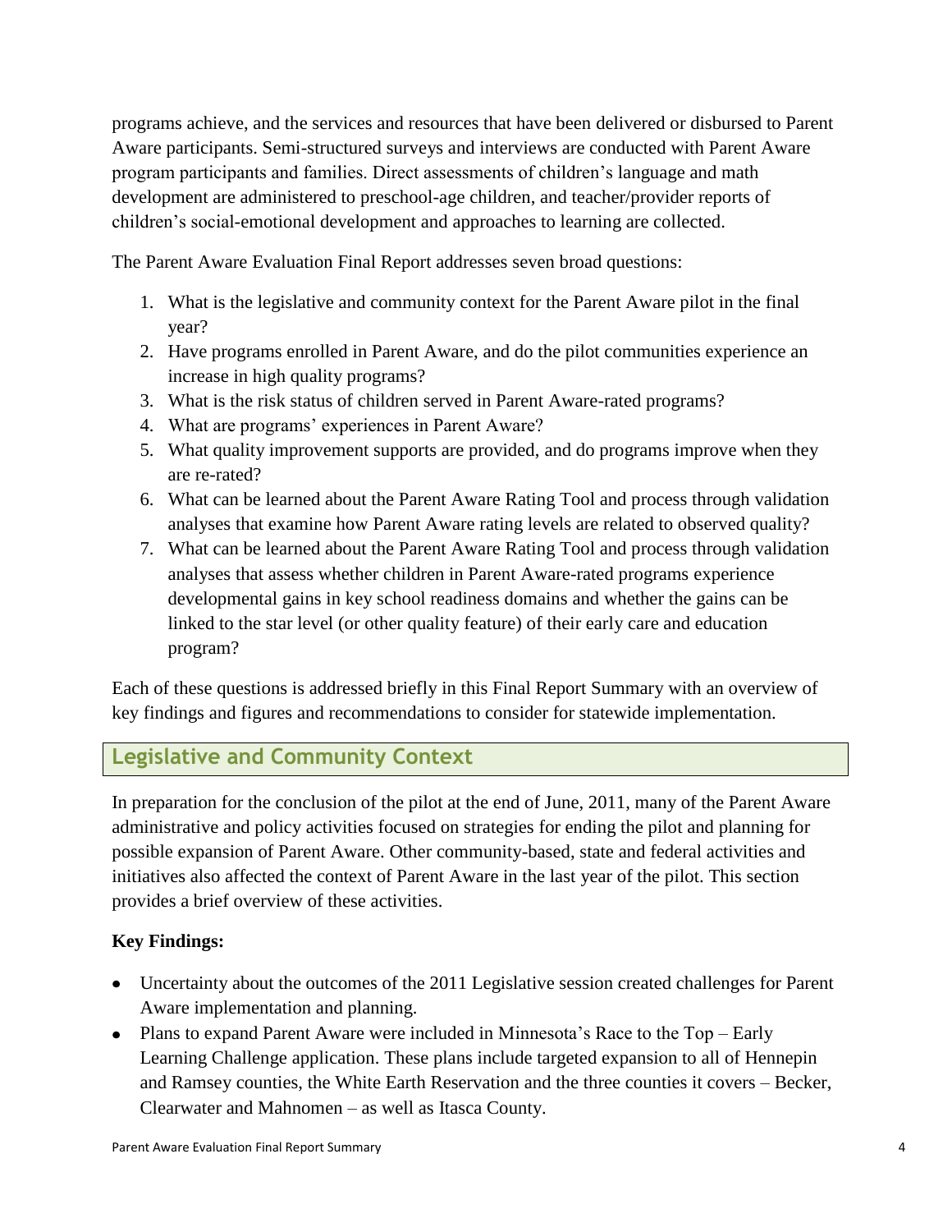programs achieve, and the services and resources that have been delivered or disbursed to Parent Aware participants. Semi-structured surveys and interviews are conducted with Parent Aware program participants and families. Direct assessments of children's language and math development are administered to preschool-age children, and teacher/provider reports of children's social-emotional development and approaches to learning are collected.

The Parent Aware Evaluation Final Report addresses seven broad questions:

1. What is the legislative and community context for the Parent Aware pilot in the final year?
2. Have programs enrolled in Parent Aware, and do the pilot communities experience an increase in high quality programs?
3. What is the risk status of children served in Parent Aware-rated programs?
4. What are programs' experiences in Parent Aware?
5. What quality improvement supports are provided, and do programs improve when they are re-rated?
6. What can be learned about the Parent Aware Rating Tool and process through validation analyses that examine how Parent Aware rating levels are related to observed quality?
7. What can be learned about the Parent Aware Rating Tool and process through validation analyses that assess whether children in Parent Aware-rated programs experience developmental gains in key school readiness domains and whether the gains can be linked to the star level (or other quality feature) of their early care and education program?

Each of these questions is addressed briefly in this Final Report Summary with an overview of key findings and figures and recommendations to consider for statewide implementation.

## Legislative and Community Context

In preparation for the conclusion of the pilot at the end of June, 2011, many of the Parent Aware administrative and policy activities focused on strategies for ending the pilot and planning for possible expansion of Parent Aware. Other community-based, state and federal activities and initiatives also affected the context of Parent Aware in the last year of the pilot. This section provides a brief overview of these activities.

**Key Findings:**

- Uncertainty about the outcomes of the 2011 Legislative session created challenges for Parent Aware implementation and planning.
- Plans to expand Parent Aware were included in Minnesota's Race to the Top – Early Learning Challenge application. These plans include targeted expansion to all of Hennepin and Ramsey counties, the White Earth Reservation and the three counties it covers – Becker, Clearwater and Mahnomen – as well as Itasca County.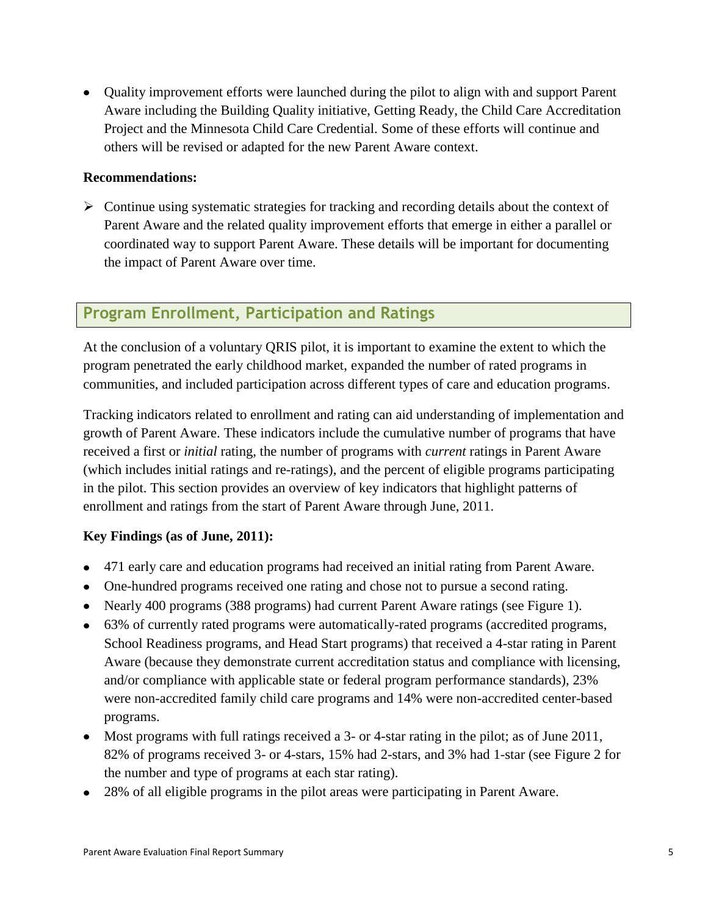- Quality improvement efforts were launched during the pilot to align with and support Parent Aware including the Building Quality initiative, Getting Ready, the Child Care Accreditation Project and the Minnesota Child Care Credential. Some of these efforts will continue and others will be revised or adapted for the new Parent Aware context.

**Recommendations:**

- Continue using systematic strategies for tracking and recording details about the context of Parent Aware and the related quality improvement efforts that emerge in either a parallel or coordinated way to support Parent Aware. These details will be important for documenting the impact of Parent Aware over time.

## Program Enrollment, Participation and Ratings

At the conclusion of a voluntary QRIS pilot, it is important to examine the extent to which the program penetrated the early childhood market, expanded the number of rated programs in communities, and included participation across different types of care and education programs.

Tracking indicators related to enrollment and rating can aid understanding of implementation and growth of Parent Aware. These indicators include the cumulative number of programs that have received a first or *initial* rating, the number of programs with *current* ratings in Parent Aware (which includes initial ratings and re-ratings), and the percent of eligible programs participating in the pilot. This section provides an overview of key indicators that highlight patterns of enrollment and ratings from the start of Parent Aware through June, 2011.

**Key Findings (as of June, 2011):**

- 471 early care and education programs had received an initial rating from Parent Aware.
- One-hundred programs received one rating and chose not to pursue a second rating.
- Nearly 400 programs (388 programs) had current Parent Aware ratings (see Figure 1).
- 63% of currently rated programs were automatically-rated programs (accredited programs, School Readiness programs, and Head Start programs) that received a 4-star rating in Parent Aware (because they demonstrate current accreditation status and compliance with licensing, and/or compliance with applicable state or federal program performance standards), 23% were non-accredited family child care programs and 14% were non-accredited center-based programs.
- Most programs with full ratings received a 3- or 4-star rating in the pilot; as of June 2011, 82% of programs received 3- or 4-stars, 15% had 2-stars, and 3% had 1-star (see Figure 2 for the number and type of programs at each star rating).
- 28% of all eligible programs in the pilot areas were participating in Parent Aware.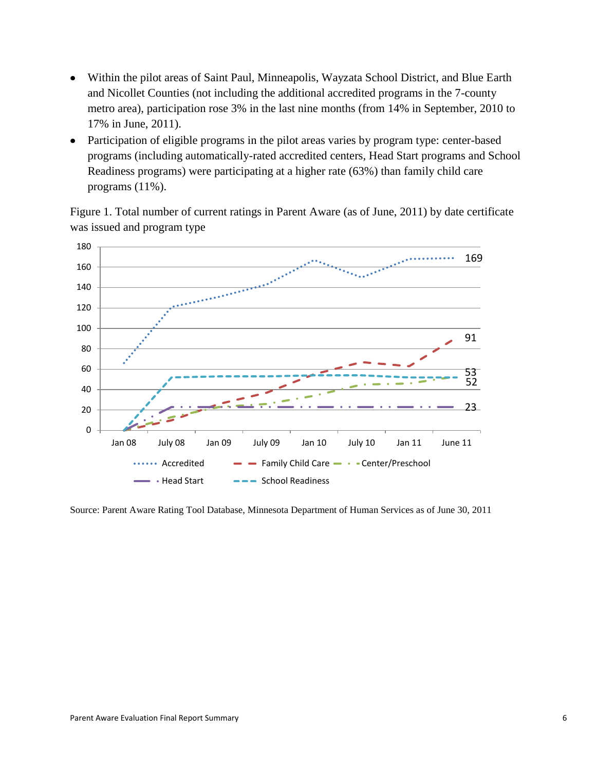- Within the pilot areas of Saint Paul, Minneapolis, Wayzata School District, and Blue Earth and Nicollet Counties (not including the additional accredited programs in the 7-county metro area), participation rose 3% in the last nine months (from 14% in September, 2010 to 17% in June, 2011).
- Participation of eligible programs in the pilot areas varies by program type: center-based programs (including automatically-rated accredited centers, Head Start programs and School Readiness programs) were participating at a higher rate (63%) than family child care programs (11%).

Figure 1. Total number of current ratings in Parent Aware (as of June, 2011) by date certificate was issued and program type

Source: Parent Aware Rating Tool Database, Minnesota Department of Human Services as of June 30, 2011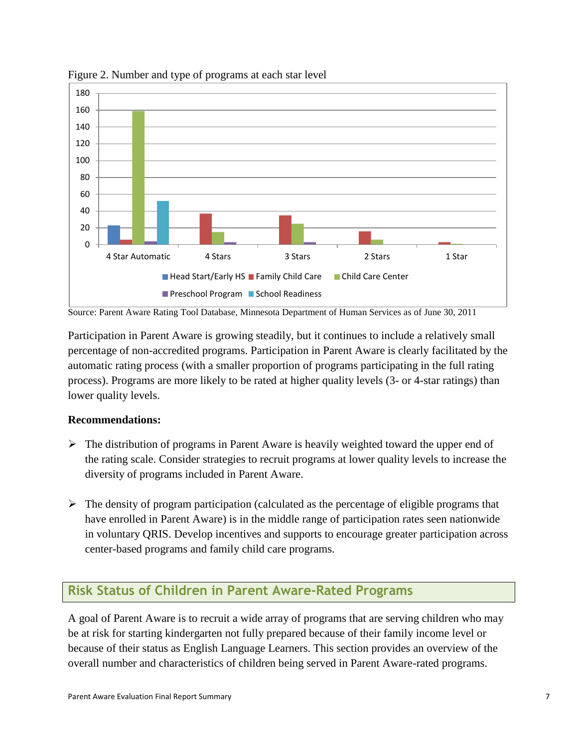Figure 2. Number and type of programs at each star level

Source: Parent Aware Rating Tool Database, Minnesota Department of Human Services as of June 30, 2011

Participation in Parent Aware is growing steadily, but it continues to include a relatively small percentage of non-accredited programs. Participation in Parent Aware is clearly facilitated by the automatic rating process (with a smaller proportion of programs participating in the full rating process). Programs are more likely to be rated at higher quality levels (3- or 4-star ratings) than lower quality levels.

**Recommendations:**

- The distribution of programs in Parent Aware is heavily weighted toward the upper end of the rating scale. Consider strategies to recruit programs at lower quality levels to increase the diversity of programs included in Parent Aware.

- The density of program participation (calculated as the percentage of eligible programs that have enrolled in Parent Aware) is in the middle range of participation rates seen nationwide in voluntary QRIS. Develop incentives and supports to encourage greater participation across center-based programs and family child care programs.

## Risk Status of Children in Parent Aware-Rated Programs

A goal of Parent Aware is to recruit a wide array of programs that are serving children who may be at risk for starting kindergarten not fully prepared because of their family income level or because of their status as English Language Learners. This section provides an overview of the overall number and characteristics of children being served in Parent Aware-rated programs.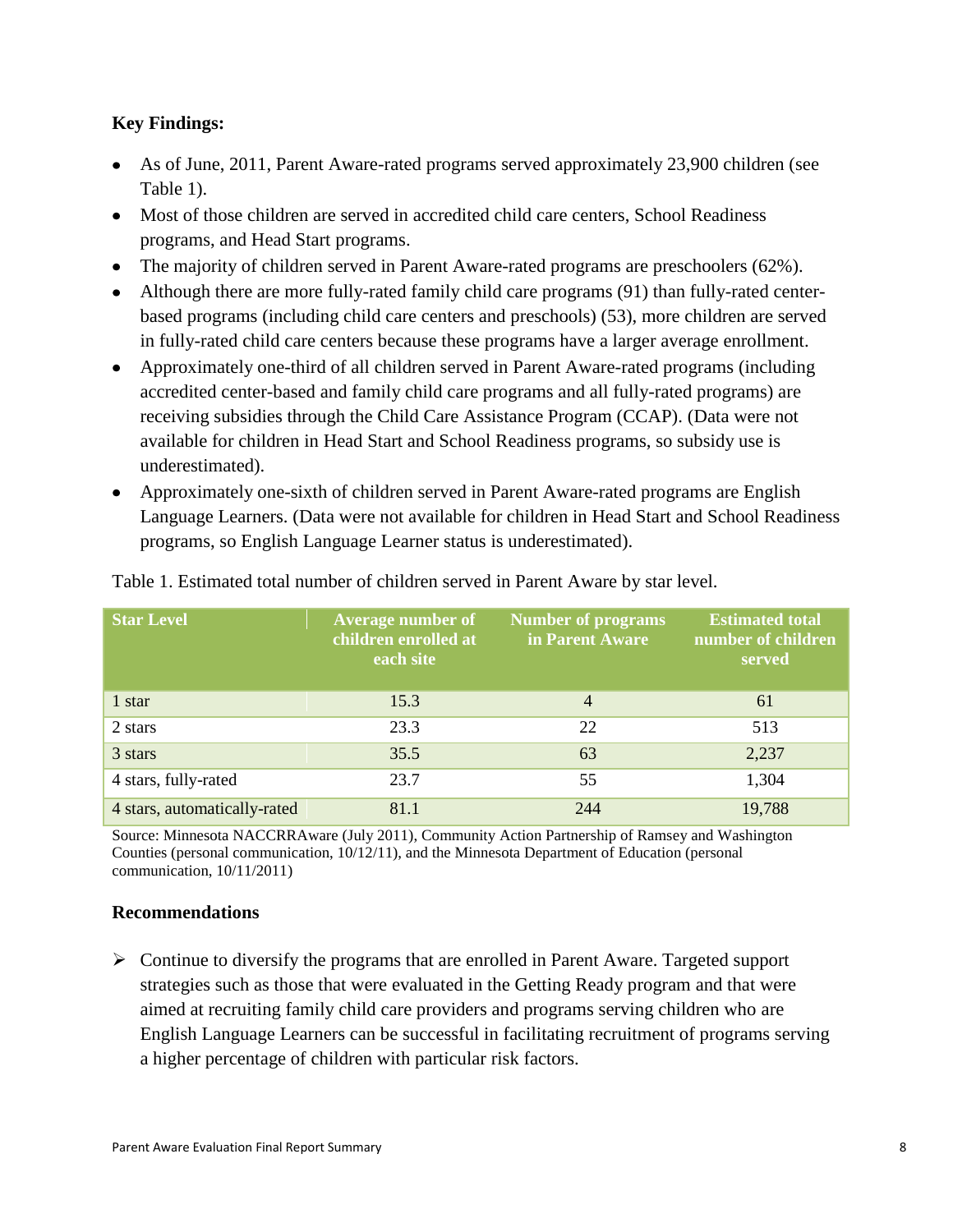**Key Findings:**

- As of June, 2011, Parent Aware-rated programs served approximately 23,900 children (see Table 1).
- Most of those children are served in accredited child care centers, School Readiness programs, and Head Start programs.
- The majority of children served in Parent Aware-rated programs are preschoolers (62%).
- Although there are more fully-rated family child care programs (91) than fully-rated center-based programs (including child care centers and preschools) (53), more children are served in fully-rated child care centers because these programs have a larger average enrollment.
- Approximately one-third of all children served in Parent Aware-rated programs (including accredited center-based and family child care programs and all fully-rated programs) are receiving subsidies through the Child Care Assistance Program (CCAP). (Data were not available for children in Head Start and School Readiness programs, so subsidy use is underestimated).
- Approximately one-sixth of children served in Parent Aware-rated programs are English Language Learners. (Data were not available for children in Head Start and School Readiness programs, so English Language Learner status is underestimated).

Table 1. Estimated total number of children served in Parent Aware by star level.

| Star Level | Average number of children enrolled at each site | Number of programs in Parent Aware | Estimated total number of children served |
|---|---|---|---|
| 1 star | 15.3 | 4 | 61 |
| 2 stars | 23.3 | 22 | 513 |
| 3 stars | 35.5 | 63 | 2,237 |
| 4 stars, fully-rated | 23.7 | 55 | 1,304 |
| 4 stars, automatically-rated | 81.1 | 244 | 19,788 |

Source: Minnesota NACCRRAware (July 2011), Community Action Partnership of Ramsey and Washington Counties (personal communication, 10/12/11), and the Minnesota Department of Education (personal communication, 10/11/2011)

**Recommendations**

- Continue to diversify the programs that are enrolled in Parent Aware. Targeted support strategies such as those that were evaluated in the Getting Ready program and that were aimed at recruiting family child care providers and programs serving children who are English Language Learners can be successful in facilitating recruitment of programs serving a higher percentage of children with particular risk factors.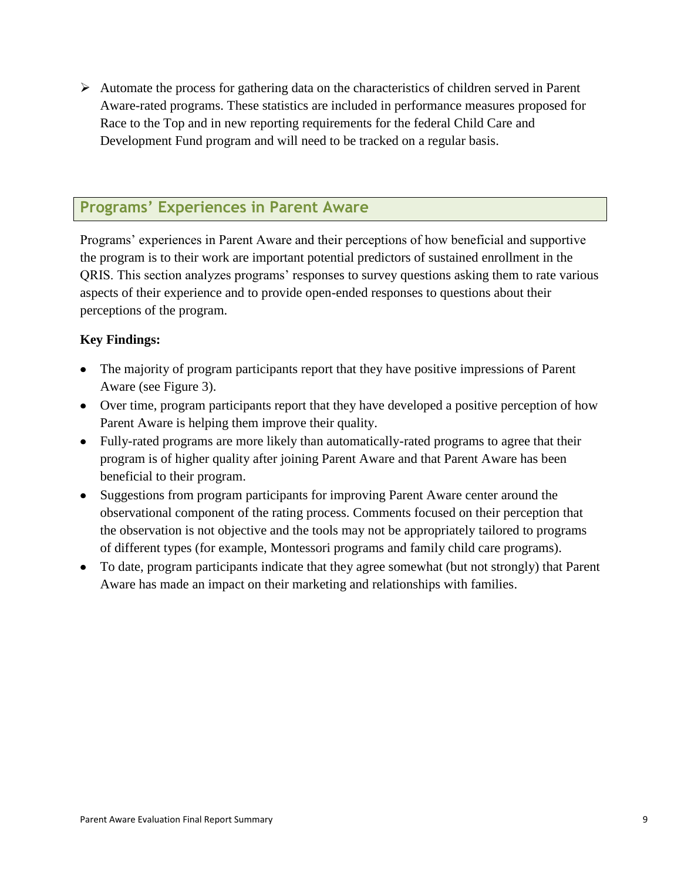- Automate the process for gathering data on the characteristics of children served in Parent Aware-rated programs. These statistics are included in performance measures proposed for Race to the Top and in new reporting requirements for the federal Child Care and Development Fund program and will need to be tracked on a regular basis.

## Programs' Experiences in Parent Aware

Programs' experiences in Parent Aware and their perceptions of how beneficial and supportive the program is to their work are important potential predictors of sustained enrollment in the QRIS. This section analyzes programs' responses to survey questions asking them to rate various aspects of their experience and to provide open-ended responses to questions about their perceptions of the program.

**Key Findings:**

- The majority of program participants report that they have positive impressions of Parent Aware (see Figure 3).
- Over time, program participants report that they have developed a positive perception of how Parent Aware is helping them improve their quality.
- Fully-rated programs are more likely than automatically-rated programs to agree that their program is of higher quality after joining Parent Aware and that Parent Aware has been beneficial to their program.
- Suggestions from program participants for improving Parent Aware center around the observational component of the rating process. Comments focused on their perception that the observation is not objective and the tools may not be appropriately tailored to programs of different types (for example, Montessori programs and family child care programs).
- To date, program participants indicate that they agree somewhat (but not strongly) that Parent Aware has made an impact on their marketing and relationships with families.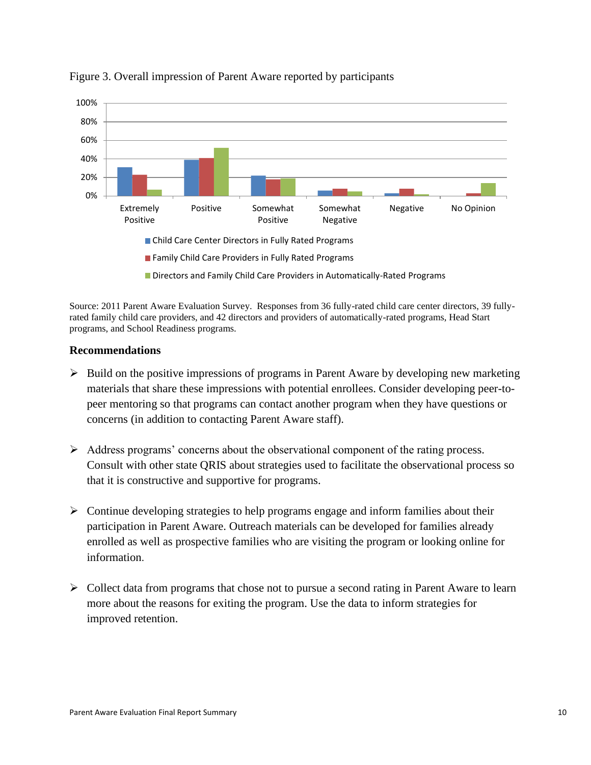Figure 3. Overall impression of Parent Aware reported by participants

Source: 2011 Parent Aware Evaluation Survey. Responses from 36 fully-rated child care center directors, 39 fully-rated family child care providers, and 42 directors and providers of automatically-rated programs, Head Start programs, and School Readiness programs.

### Recommendations

- Build on the positive impressions of programs in Parent Aware by developing new marketing materials that share these impressions with potential enrollees. Consider developing peer-to-peer mentoring so that programs can contact another program when they have questions or concerns (in addition to contacting Parent Aware staff).

- Address programs' concerns about the observational component of the rating process. Consult with other state QRIS about strategies used to facilitate the observational process so that it is constructive and supportive for programs.

- Continue developing strategies to help programs engage and inform families about their participation in Parent Aware. Outreach materials can be developed for families already enrolled as well as prospective families who are visiting the program or looking online for information.

- Collect data from programs that chose not to pursue a second rating in Parent Aware to learn more about the reasons for exiting the program. Use the data to inform strategies for improved retention.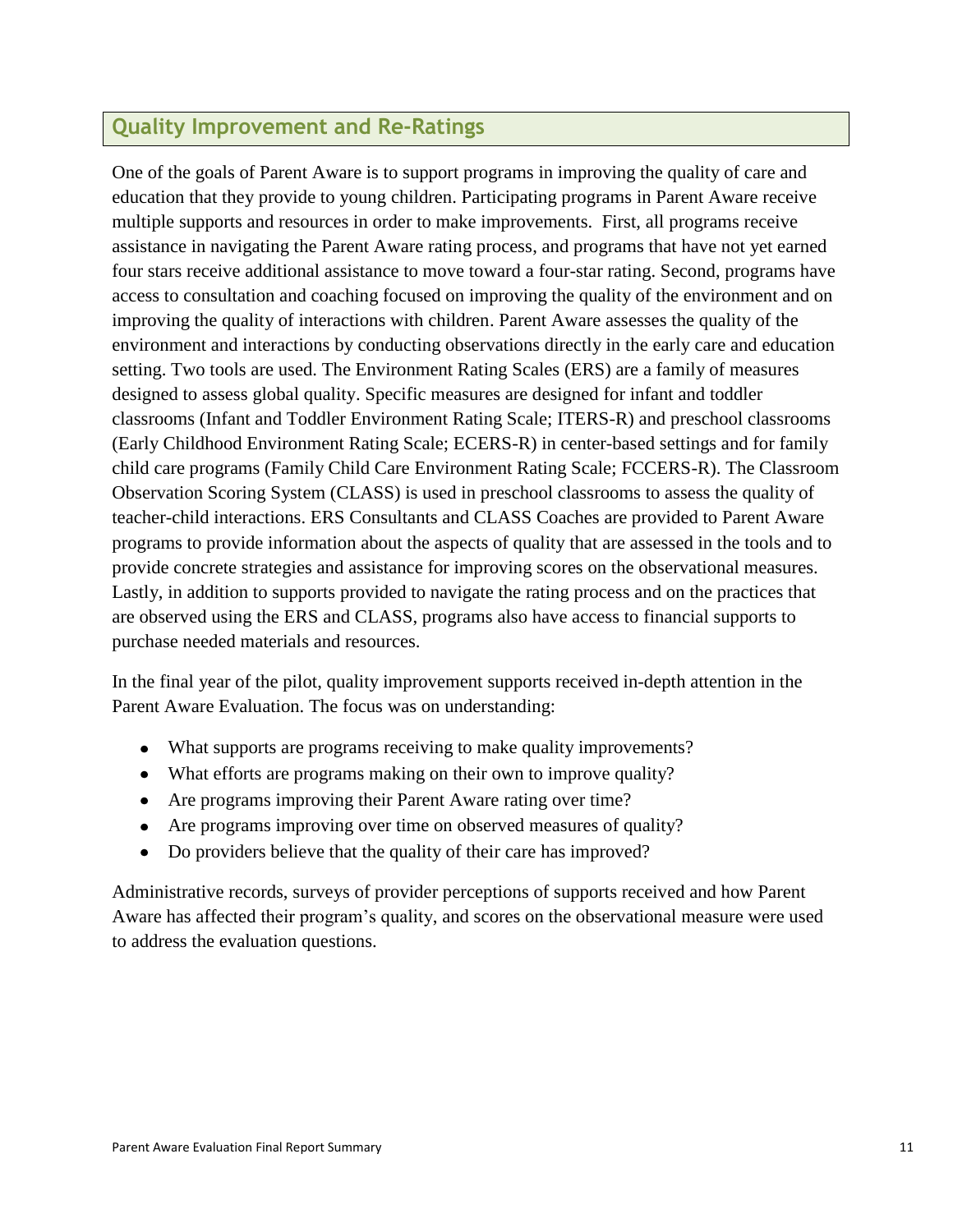## Quality Improvement and Re-Ratings

One of the goals of Parent Aware is to support programs in improving the quality of care and education that they provide to young children. Participating programs in Parent Aware receive multiple supports and resources in order to make improvements. First, all programs receive assistance in navigating the Parent Aware rating process, and programs that have not yet earned four stars receive additional assistance to move toward a four-star rating. Second, programs have access to consultation and coaching focused on improving the quality of the environment and on improving the quality of interactions with children. Parent Aware assesses the quality of the environment and interactions by conducting observations directly in the early care and education setting. Two tools are used. The Environment Rating Scales (ERS) are a family of measures designed to assess global quality. Specific measures are designed for infant and toddler classrooms (Infant and Toddler Environment Rating Scale; ITERS-R) and preschool classrooms (Early Childhood Environment Rating Scale; ECERS-R) in center-based settings and for family child care programs (Family Child Care Environment Rating Scale; FCCERS-R). The Classroom Observation Scoring System (CLASS) is used in preschool classrooms to assess the quality of teacher-child interactions. ERS Consultants and CLASS Coaches are provided to Parent Aware programs to provide information about the aspects of quality that are assessed in the tools and to provide concrete strategies and assistance for improving scores on the observational measures. Lastly, in addition to supports provided to navigate the rating process and on the practices that are observed using the ERS and CLASS, programs also have access to financial supports to purchase needed materials and resources.

In the final year of the pilot, quality improvement supports received in-depth attention in the Parent Aware Evaluation. The focus was on understanding:

- What supports are programs receiving to make quality improvements?
- What efforts are programs making on their own to improve quality?
- Are programs improving their Parent Aware rating over time?
- Are programs improving over time on observed measures of quality?
- Do providers believe that the quality of their care has improved?

Administrative records, surveys of provider perceptions of supports received and how Parent Aware has affected their program's quality, and scores on the observational measure were used to address the evaluation questions.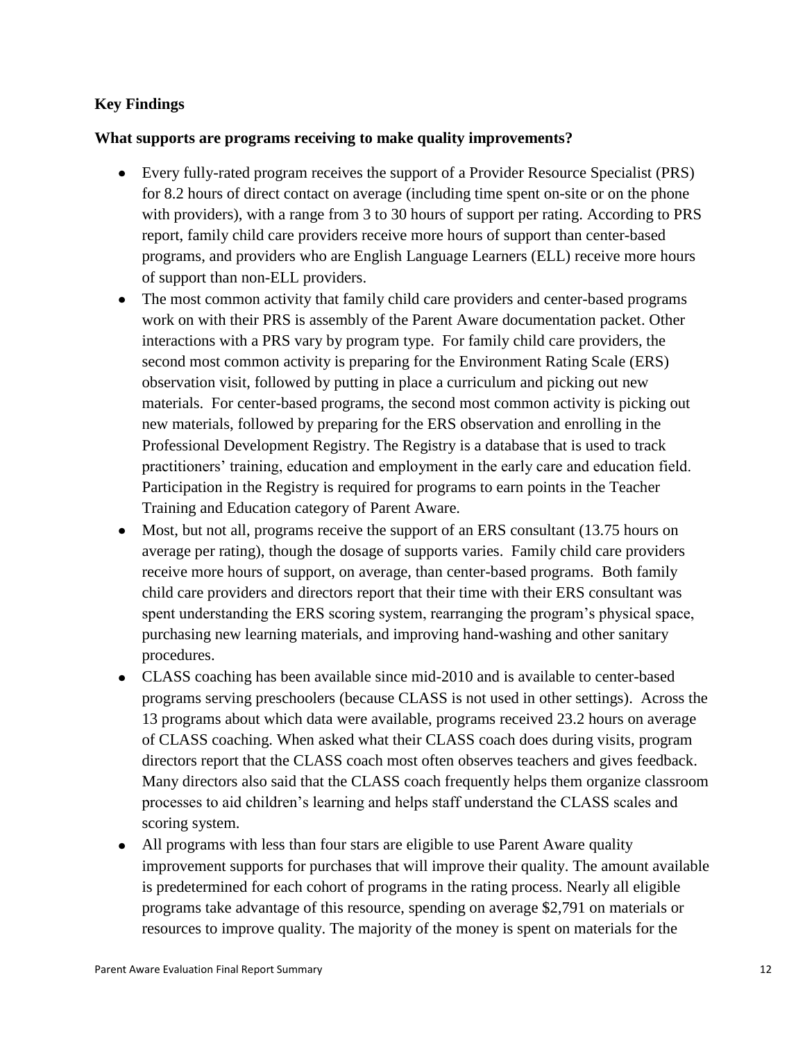**Key Findings**

**What supports are programs receiving to make quality improvements?**

- Every fully-rated program receives the support of a Provider Resource Specialist (PRS) for 8.2 hours of direct contact on average (including time spent on-site or on the phone with providers), with a range from 3 to 30 hours of support per rating. According to PRS report, family child care providers receive more hours of support than center-based programs, and providers who are English Language Learners (ELL) receive more hours of support than non-ELL providers.
- The most common activity that family child care providers and center-based programs work on with their PRS is assembly of the Parent Aware documentation packet. Other interactions with a PRS vary by program type. For family child care providers, the second most common activity is preparing for the Environment Rating Scale (ERS) observation visit, followed by putting in place a curriculum and picking out new materials. For center-based programs, the second most common activity is picking out new materials, followed by preparing for the ERS observation and enrolling in the Professional Development Registry. The Registry is a database that is used to track practitioners' training, education and employment in the early care and education field. Participation in the Registry is required for programs to earn points in the Teacher Training and Education category of Parent Aware.
- Most, but not all, programs receive the support of an ERS consultant (13.75 hours on average per rating), though the dosage of supports varies. Family child care providers receive more hours of support, on average, than center-based programs. Both family child care providers and directors report that their time with their ERS consultant was spent understanding the ERS scoring system, rearranging the program's physical space, purchasing new learning materials, and improving hand-washing and other sanitary procedures.
- CLASS coaching has been available since mid-2010 and is available to center-based programs serving preschoolers (because CLASS is not used in other settings). Across the 13 programs about which data were available, programs received 23.2 hours on average of CLASS coaching. When asked what their CLASS coach does during visits, program directors report that the CLASS coach most often observes teachers and gives feedback. Many directors also said that the CLASS coach frequently helps them organize classroom processes to aid children's learning and helps staff understand the CLASS scales and scoring system.
- All programs with less than four stars are eligible to use Parent Aware quality improvement supports for purchases that will improve their quality. The amount available is predetermined for each cohort of programs in the rating process. Nearly all eligible programs take advantage of this resource, spending on average $2,791 on materials or resources to improve quality. The majority of the money is spent on materials for the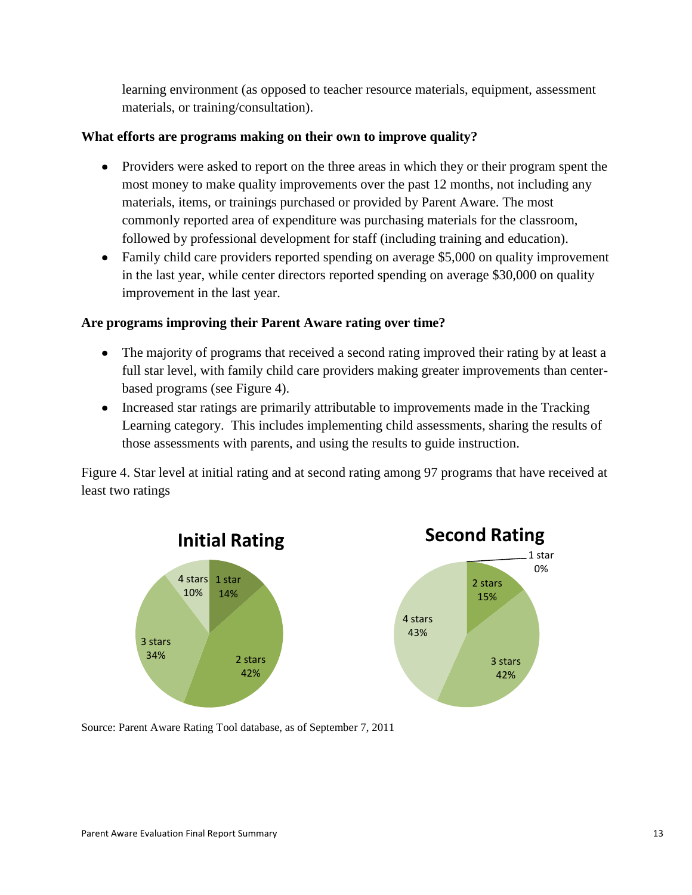learning environment (as opposed to teacher resource materials, equipment, assessment materials, or training/consultation).

**What efforts are programs making on their own to improve quality?**

- Providers were asked to report on the three areas in which they or their program spent the most money to make quality improvements over the past 12 months, not including any materials, items, or trainings purchased or provided by Parent Aware. The most commonly reported area of expenditure was purchasing materials for the classroom, followed by professional development for staff (including training and education).
- Family child care providers reported spending on average $5,000 on quality improvement in the last year, while center directors reported spending on average $30,000 on quality improvement in the last year.

**Are programs improving their Parent Aware rating over time?**

- The majority of programs that received a second rating improved their rating by at least a full star level, with family child care providers making greater improvements than center-based programs (see Figure 4).
- Increased star ratings are primarily attributable to improvements made in the Tracking Learning category. This includes implementing child assessments, sharing the results of those assessments with parents, and using the results to guide instruction.

Figure 4. Star level at initial rating and at second rating among 97 programs that have received at least two ratings

**Initial Rating**

| Star level | Percent |
|---|---|
| 1 star | 14% |
| 2 stars | 42% |
| 3 stars | 34% |
| 4 stars | 10% |

**Second Rating**

| Star level | Percent |
|---|---|
| 1 star | 0% |
| 2 stars | 15% |
| 3 stars | 42% |
| 4 stars | 43% |

Source: Parent Aware Rating Tool database, as of September 7, 2011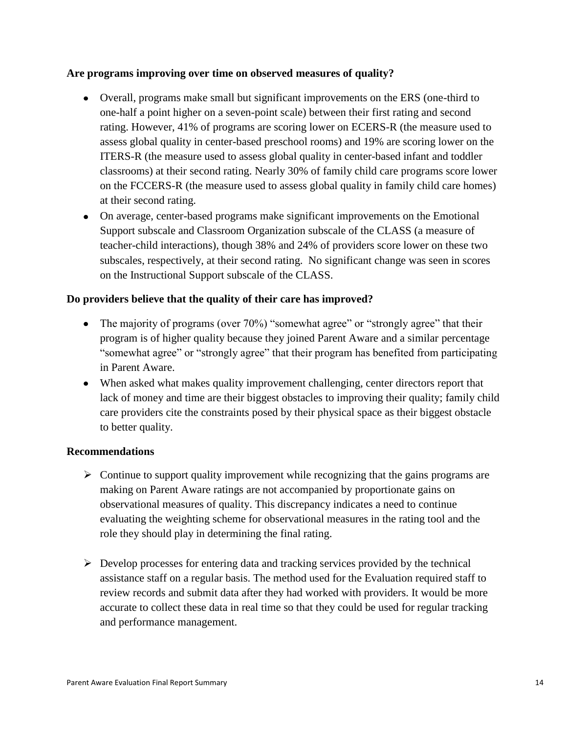**Are programs improving over time on observed measures of quality?**

- Overall, programs make small but significant improvements on the ERS (one-third to one-half a point higher on a seven-point scale) between their first rating and second rating. However, 41% of programs are scoring lower on ECERS-R (the measure used to assess global quality in center-based preschool rooms) and 19% are scoring lower on the ITERS-R (the measure used to assess global quality in center-based infant and toddler classrooms) at their second rating. Nearly 30% of family child care programs score lower on the FCCERS-R (the measure used to assess global quality in family child care homes) at their second rating.
- On average, center-based programs make significant improvements on the Emotional Support subscale and Classroom Organization subscale of the CLASS (a measure of teacher-child interactions), though 38% and 24% of providers score lower on these two subscales, respectively, at their second rating. No significant change was seen in scores on the Instructional Support subscale of the CLASS.

**Do providers believe that the quality of their care has improved?**

- The majority of programs (over 70%) "somewhat agree" or "strongly agree" that their program is of higher quality because they joined Parent Aware and a similar percentage "somewhat agree" or "strongly agree" that their program has benefited from participating in Parent Aware.
- When asked what makes quality improvement challenging, center directors report that lack of money and time are their biggest obstacles to improving their quality; family child care providers cite the constraints posed by their physical space as their biggest obstacle to better quality.

**Recommendations**

- Continue to support quality improvement while recognizing that the gains programs are making on Parent Aware ratings are not accompanied by proportionate gains on observational measures of quality. This discrepancy indicates a need to continue evaluating the weighting scheme for observational measures in the rating tool and the role they should play in determining the final rating.

- Develop processes for entering data and tracking services provided by the technical assistance staff on a regular basis. The method used for the Evaluation required staff to review records and submit data after they had worked with providers. It would be more accurate to collect these data in real time so that they could be used for regular tracking and performance management.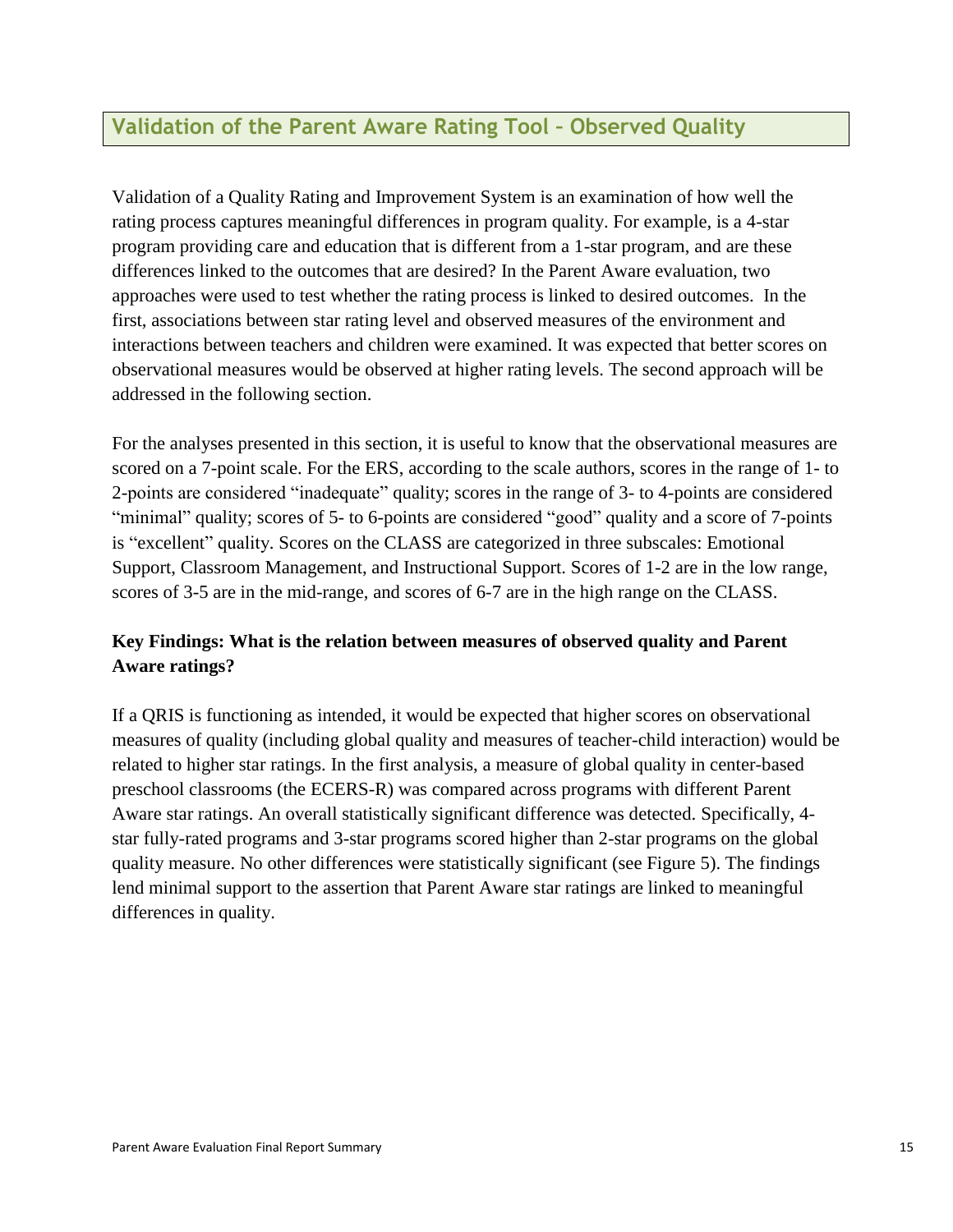## Validation of the Parent Aware Rating Tool – Observed Quality

Validation of a Quality Rating and Improvement System is an examination of how well the rating process captures meaningful differences in program quality. For example, is a 4-star program providing care and education that is different from a 1-star program, and are these differences linked to the outcomes that are desired? In the Parent Aware evaluation, two approaches were used to test whether the rating process is linked to desired outcomes. In the first, associations between star rating level and observed measures of the environment and interactions between teachers and children were examined. It was expected that better scores on observational measures would be observed at higher rating levels. The second approach will be addressed in the following section.

For the analyses presented in this section, it is useful to know that the observational measures are scored on a 7-point scale. For the ERS, according to the scale authors, scores in the range of 1- to 2-points are considered "inadequate" quality; scores in the range of 3- to 4-points are considered "minimal" quality; scores of 5- to 6-points are considered "good" quality and a score of 7-points is "excellent" quality. Scores on the CLASS are categorized in three subscales: Emotional Support, Classroom Management, and Instructional Support. Scores of 1-2 are in the low range, scores of 3-5 are in the mid-range, and scores of 6-7 are in the high range on the CLASS.

**Key Findings: What is the relation between measures of observed quality and Parent Aware ratings?**

If a QRIS is functioning as intended, it would be expected that higher scores on observational measures of quality (including global quality and measures of teacher-child interaction) would be related to higher star ratings. In the first analysis, a measure of global quality in center-based preschool classrooms (the ECERS-R) was compared across programs with different Parent Aware star ratings. An overall statistically significant difference was detected. Specifically, 4-star fully-rated programs and 3-star programs scored higher than 2-star programs on the global quality measure. No other differences were statistically significant (see Figure 5). The findings lend minimal support to the assertion that Parent Aware star ratings are linked to meaningful differences in quality.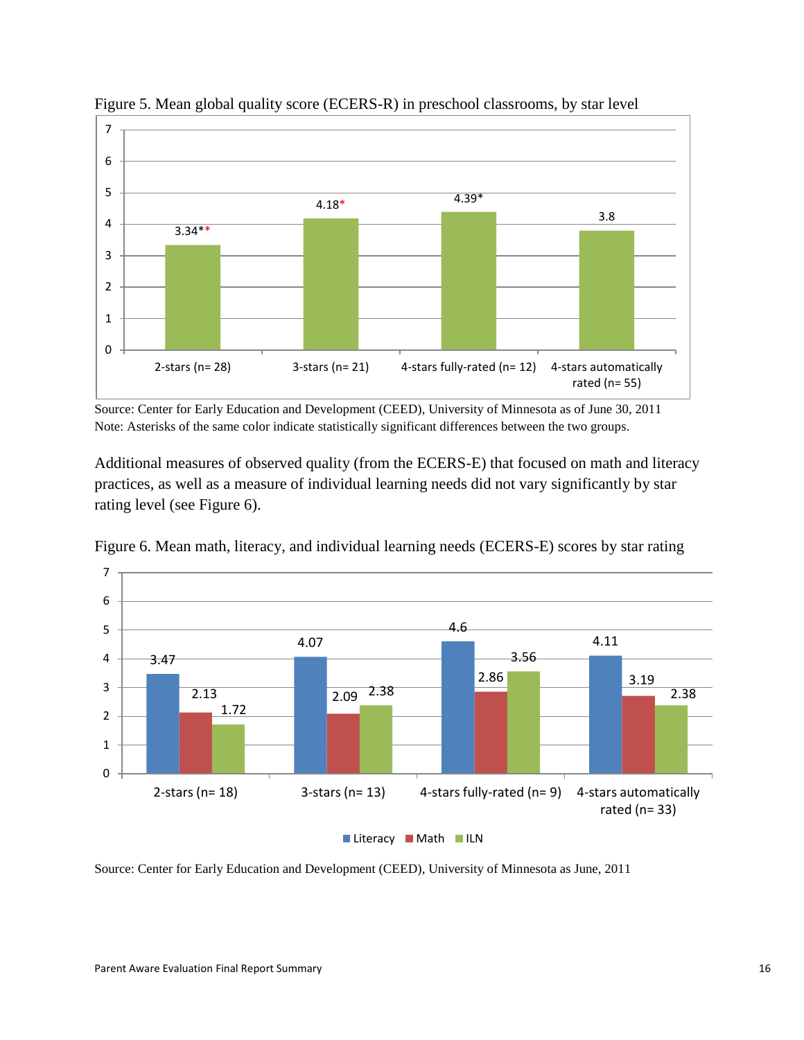Figure 5. Mean global quality score (ECERS-R) in preschool classrooms, by star level

| Star level | Mean ECERS-R score |
|---|---|
| 2-stars (n= 28) | 3.34** |
| 3-stars (n= 21) | 4.18* |
| 4-stars fully-rated (n= 12) | 4.39* |
| 4-stars automatically rated (n= 55) | 3.8 |

Source: Center for Early Education and Development (CEED), University of Minnesota as of June 30, 2011
Note: Asterisks of the same color indicate statistically significant differences between the two groups.

Additional measures of observed quality (from the ECERS-E) that focused on math and literacy practices, as well as a measure of individual learning needs did not vary significantly by star rating level (see Figure 6).

Figure 6. Mean math, literacy, and individual learning needs (ECERS-E) scores by star rating

| Star rating | Literacy | Math | ILN |
|---|---|---|---|
| 2-stars (n= 18) | 3.47 | 2.13 | 1.72 |
| 3-stars (n= 13) | 4.07 | 2.09 | 2.38 |
| 4-stars fully-rated (n= 9) | 4.6 | 2.86 | 3.56 |
| 4-stars automatically rated (n= 33) | 4.11 | 3.19 | 2.38 |

Source: Center for Early Education and Development (CEED), University of Minnesota as June, 2011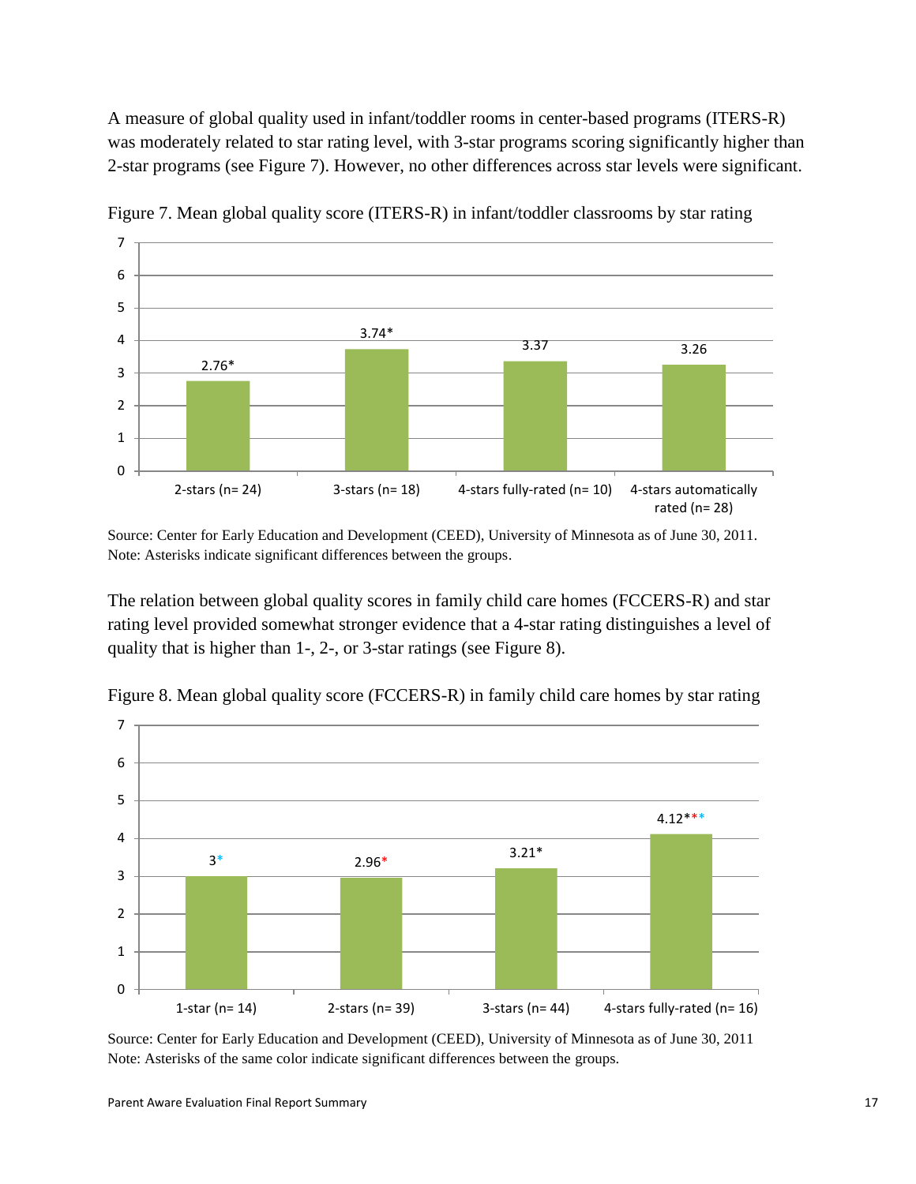A measure of global quality used in infant/toddler rooms in center-based programs (ITERS-R) was moderately related to star rating level, with 3-star programs scoring significantly higher than 2-star programs (see Figure 7). However, no other differences across star levels were significant.

Figure 7. Mean global quality score (ITERS-R) in infant/toddler classrooms by star rating

| Star rating | Mean score |
|---|---|
| 2-stars (n= 24) | 2.76* |
| 3-stars (n= 18) | 3.74* |
| 4-stars fully-rated (n= 10) | 3.37 |
| 4-stars automatically rated (n= 28) | 3.26 |

Source: Center for Early Education and Development (CEED), University of Minnesota as of June 30, 2011.
Note: Asterisks indicate significant differences between the groups.

The relation between global quality scores in family child care homes (FCCERS-R) and star rating level provided somewhat stronger evidence that a 4-star rating distinguishes a level of quality that is higher than 1-, 2-, or 3-star ratings (see Figure 8).

Figure 8. Mean global quality score (FCCERS-R) in family child care homes by star rating

| Star rating | Mean score |
|---|---|
| 1-star (n= 14) | 3* |
| 2-stars (n= 39) | 2.96* |
| 3-stars (n= 44) | 3.21* |
| 4-stars fully-rated (n= 16) | 4.12*** |

Source: Center for Early Education and Development (CEED), University of Minnesota as of June 30, 2011
Note: Asterisks of the same color indicate significant differences between the groups.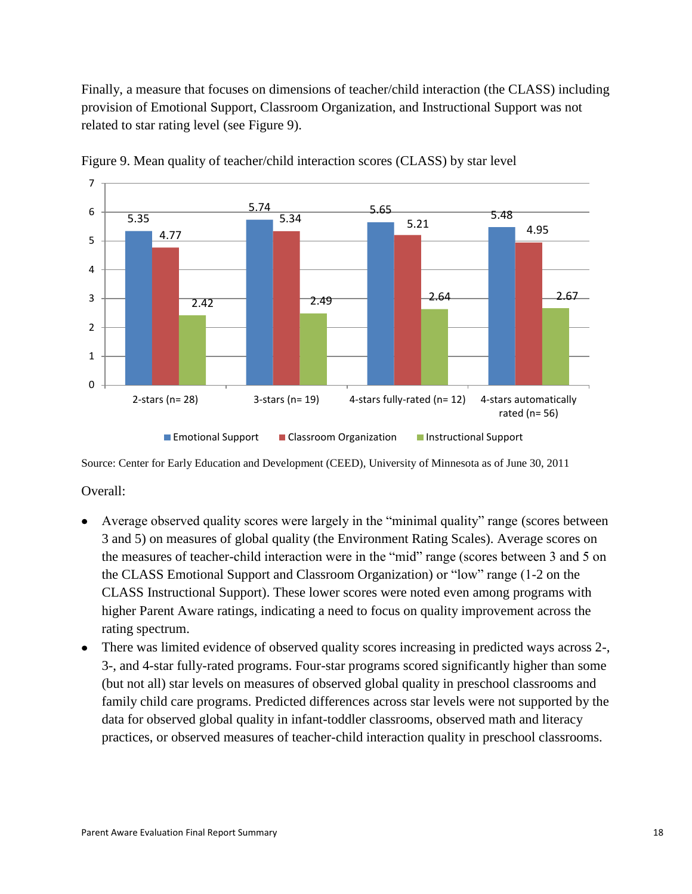Finally, a measure that focuses on dimensions of teacher/child interaction (the CLASS) including provision of Emotional Support, Classroom Organization, and Instructional Support was not related to star rating level (see Figure 9).

Figure 9. Mean quality of teacher/child interaction scores (CLASS) by star level

| | Emotional Support | Classroom Organization | Instructional Support |
|---|---|---|---|
| 2-stars (n= 28) | 5.35 | 4.77 | 2.42 |
| 3-stars (n= 19) | 5.74 | 5.34 | 2.49 |
| 4-stars fully-rated (n= 12) | 5.65 | 5.21 | 2.64 |
| 4-stars automatically rated (n= 56) | 5.48 | 4.95 | 2.67 |

Source: Center for Early Education and Development (CEED), University of Minnesota as of June 30, 2011

Overall:

- Average observed quality scores were largely in the "minimal quality" range (scores between 3 and 5) on measures of global quality (the Environment Rating Scales). Average scores on the measures of teacher-child interaction were in the "mid" range (scores between 3 and 5 on the CLASS Emotional Support and Classroom Organization) or "low" range (1-2 on the CLASS Instructional Support). These lower scores were noted even among programs with higher Parent Aware ratings, indicating a need to focus on quality improvement across the rating spectrum.
- There was limited evidence of observed quality scores increasing in predicted ways across 2-, 3-, and 4-star fully-rated programs. Four-star programs scored significantly higher than some (but not all) star levels on measures of observed global quality in preschool classrooms and family child care programs. Predicted differences across star levels were not supported by the data for observed global quality in infant-toddler classrooms, observed math and literacy practices, or observed measures of teacher-child interaction quality in preschool classrooms.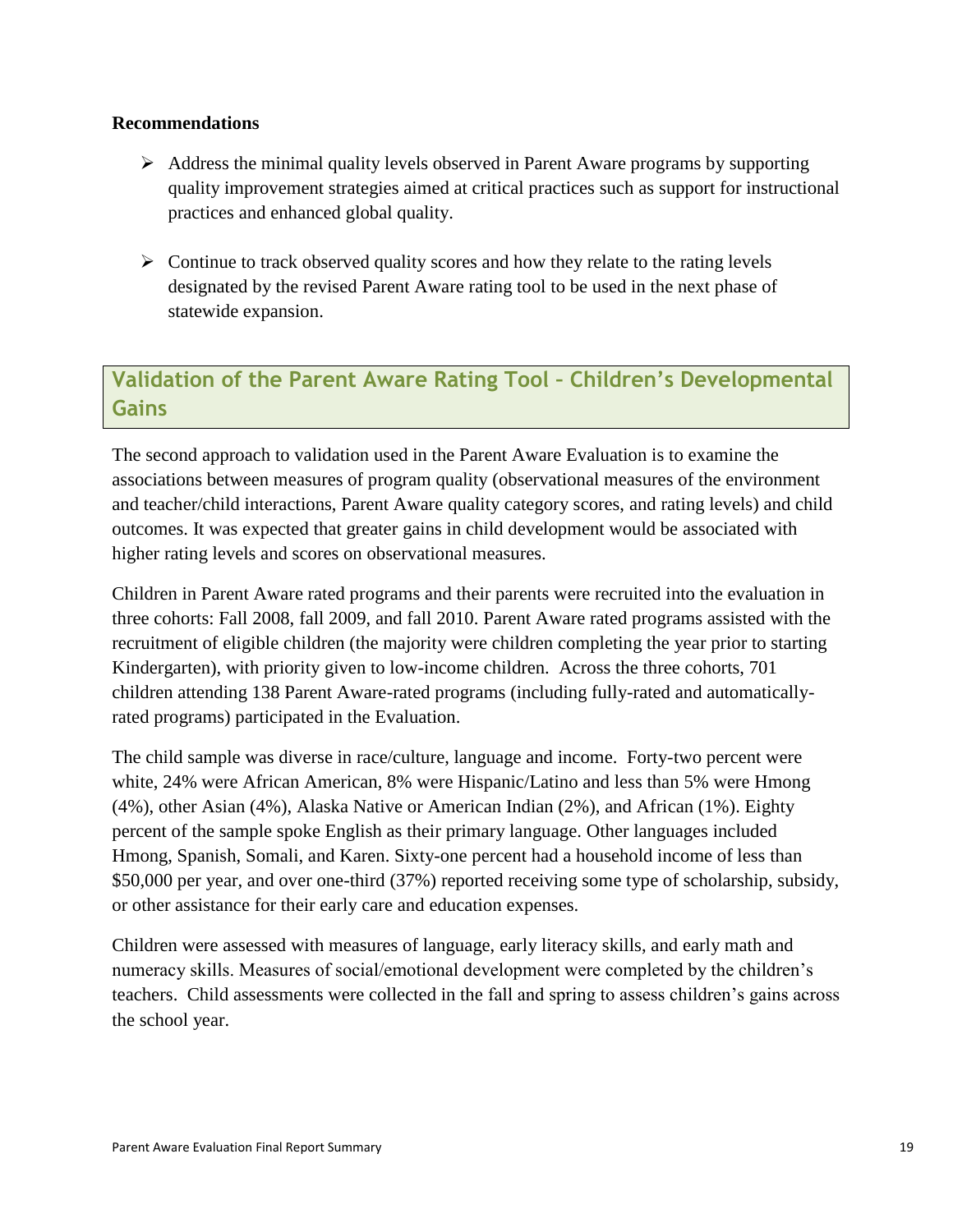**Recommendations**

- Address the minimal quality levels observed in Parent Aware programs by supporting quality improvement strategies aimed at critical practices such as support for instructional practices and enhanced global quality.
- Continue to track observed quality scores and how they relate to the rating levels designated by the revised Parent Aware rating tool to be used in the next phase of statewide expansion.

## Validation of the Parent Aware Rating Tool – Children's Developmental Gains

The second approach to validation used in the Parent Aware Evaluation is to examine the associations between measures of program quality (observational measures of the environment and teacher/child interactions, Parent Aware quality category scores, and rating levels) and child outcomes. It was expected that greater gains in child development would be associated with higher rating levels and scores on observational measures.

Children in Parent Aware rated programs and their parents were recruited into the evaluation in three cohorts: Fall 2008, fall 2009, and fall 2010. Parent Aware rated programs assisted with the recruitment of eligible children (the majority were children completing the year prior to starting Kindergarten), with priority given to low-income children. Across the three cohorts, 701 children attending 138 Parent Aware-rated programs (including fully-rated and automatically-rated programs) participated in the Evaluation.

The child sample was diverse in race/culture, language and income. Forty-two percent were white, 24% were African American, 8% were Hispanic/Latino and less than 5% were Hmong (4%), other Asian (4%), Alaska Native or American Indian (2%), and African (1%). Eighty percent of the sample spoke English as their primary language. Other languages included Hmong, Spanish, Somali, and Karen. Sixty-one percent had a household income of less than $50,000 per year, and over one-third (37%) reported receiving some type of scholarship, subsidy, or other assistance for their early care and education expenses.

Children were assessed with measures of language, early literacy skills, and early math and numeracy skills. Measures of social/emotional development were completed by the children's teachers. Child assessments were collected in the fall and spring to assess children's gains across the school year.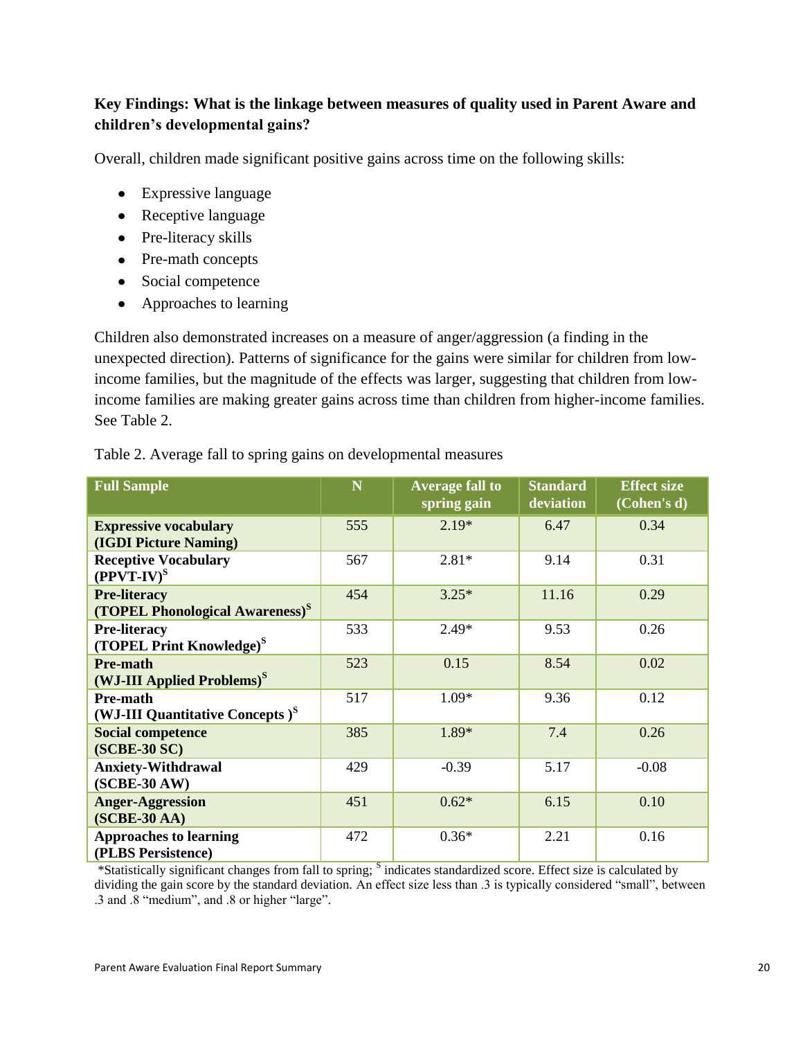### Key Findings: What is the linkage between measures of quality used in Parent Aware and children's developmental gains?

Overall, children made significant positive gains across time on the following skills:

- Expressive language
- Receptive language
- Pre-literacy skills
- Pre-math concepts
- Social competence
- Approaches to learning

Children also demonstrated increases on a measure of anger/aggression (a finding in the unexpected direction). Patterns of significance for the gains were similar for children from low-income families, but the magnitude of the effects was larger, suggesting that children from low-income families are making greater gains across time than children from higher-income families. See Table 2.

Table 2. Average fall to spring gains on developmental measures

| Full Sample | N | Average fall to spring gain | Standard deviation | Effect size (Cohen's d) |
|---|---|---|---|---|
| **Expressive vocabulary (IGDI Picture Naming)** | 555 | 2.19* | 6.47 | 0.34 |
| **Receptive Vocabulary (PPVT-IV)[S]** | 567 | 2.81* | 9.14 | 0.31 |
| **Pre-literacy (TOPEL Phonological Awareness)[S]** | 454 | 3.25* | 11.16 | 0.29 |
| **Pre-literacy (TOPEL Print Knowledge)[S]** | 533 | 2.49* | 9.53 | 0.26 |
| **Pre-math (WJ-III Applied Problems)[S]** | 523 | 0.15 | 8.54 | 0.02 |
| **Pre-math (WJ-III Quantitative Concepts )[S]** | 517 | 1.09* | 9.36 | 0.12 |
| **Social competence (SCBE-30 SC)** | 385 | 1.89* | 7.4 | 0.26 |
| **Anxiety-Withdrawal (SCBE-30 AW)** | 429 | -0.39 | 5.17 | -0.08 |
| **Anger-Aggression (SCBE-30 AA)** | 451 | 0.62* | 6.15 | 0.10 |
| **Approaches to learning (PLBS Persistence)** | 472 | 0.36* | 2.21 | 0.16 |

*Statistically significant changes from fall to spring; [S] indicates standardized score. Effect size is calculated by dividing the gain score by the standard deviation. An effect size less than .3 is typically considered "small", between .3 and .8 "medium", and .8 or higher "large".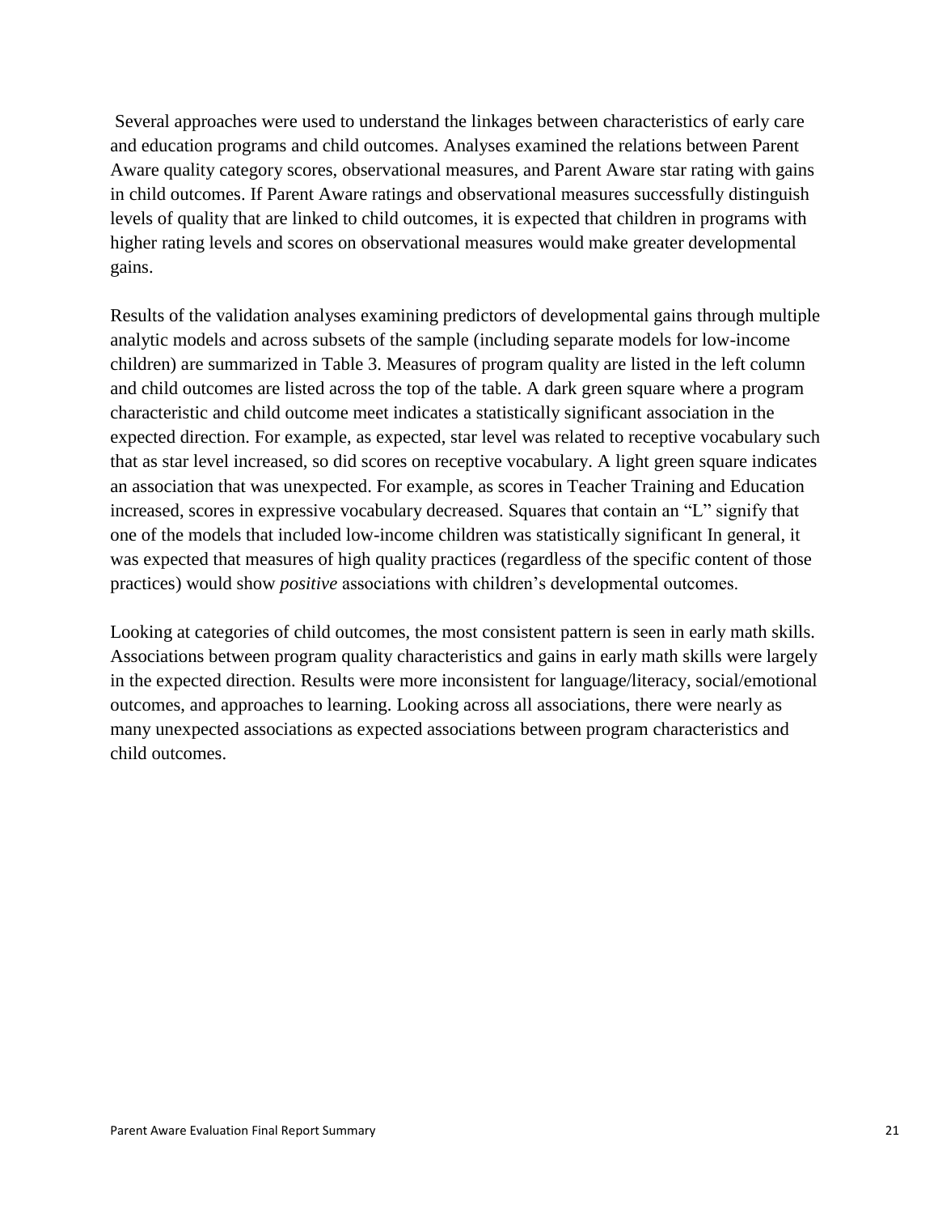Several approaches were used to understand the linkages between characteristics of early care and education programs and child outcomes. Analyses examined the relations between Parent Aware quality category scores, observational measures, and Parent Aware star rating with gains in child outcomes. If Parent Aware ratings and observational measures successfully distinguish levels of quality that are linked to child outcomes, it is expected that children in programs with higher rating levels and scores on observational measures would make greater developmental gains.

Results of the validation analyses examining predictors of developmental gains through multiple analytic models and across subsets of the sample (including separate models for low-income children) are summarized in Table 3. Measures of program quality are listed in the left column and child outcomes are listed across the top of the table. A dark green square where a program characteristic and child outcome meet indicates a statistically significant association in the expected direction. For example, as expected, star level was related to receptive vocabulary such that as star level increased, so did scores on receptive vocabulary. A light green square indicates an association that was unexpected. For example, as scores in Teacher Training and Education increased, scores in expressive vocabulary decreased. Squares that contain an "L" signify that one of the models that included low-income children was statistically significant In general, it was expected that measures of high quality practices (regardless of the specific content of those practices) would show *positive* associations with children's developmental outcomes.

Looking at categories of child outcomes, the most consistent pattern is seen in early math skills. Associations between program quality characteristics and gains in early math skills were largely in the expected direction. Results were more inconsistent for language/literacy, social/emotional outcomes, and approaches to learning. Looking across all associations, there were nearly as many unexpected associations as expected associations between program characteristics and child outcomes.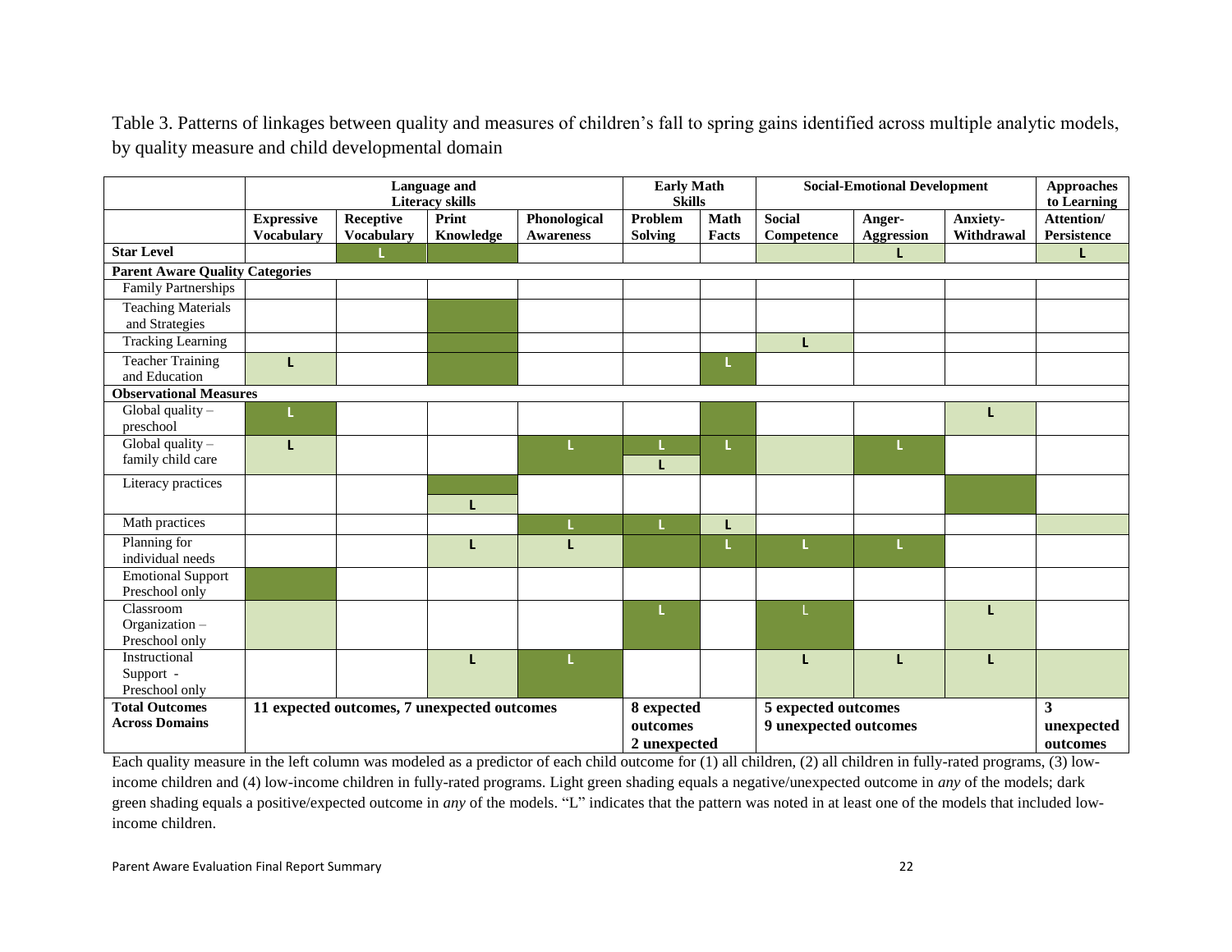Table 3. Patterns of linkages between quality and measures of children's fall to spring gains identified across multiple analytic models, by quality measure and child developmental domain

| | Language and Literacy skills | | | | Early Math Skills | | Social-Emotional Development | | | Approaches to Learning |
|---|---|---|---|---|---|---|---|---|---|---|
| | **Expressive Vocabulary** | **Receptive Vocabulary** | **Print Knowledge** | **Phonological Awareness** | **Problem Solving** | **Math Facts** | **Social Competence** | **Anger-Aggression** | **Anxiety-Withdrawal** | **Attention/ Persistence** |
| **Star Level** | | L (dark) | (dark) | | | | (light) | L (light) | | L (light) |
| **Parent Aware Quality Categories** | | | | | | | | | | |
| Family Partnerships | | | | | | | | | | |
| Teaching Materials and Strategies | | | (dark) | | | | | | | |
| Tracking Learning | | | (dark) | | | | L (light) | | | |
| Teacher Training and Education | L (light) | | (dark) | | | L (dark) | | | | |
| **Observational Measures** | | | | | | | | | | |
| Global quality – preschool | L (dark) | | | | | (dark) | | | L (light) | |
| Global quality – family child care | L (light) | | | L (dark) | L (dark); L (light) | L (dark) | (light) | L (dark) | | |
| Literacy practices | | | (dark); L (light) | | | | | | (dark) | |
| Math practices | | | | L (dark) | L (dark) | L (light) | | | | (light) |
| Planning for individual needs | | | L (light) | L (light) | (dark) | L (dark) | L (dark) | L (dark) | | |
| Emotional Support Preschool only | (dark) | | | | | | | | | |
| Classroom Organization – Preschool only | (light) | | | | L (dark) | | L (dark) | | L (light) | |
| Instructional Support - Preschool only | | | L (light) | L (dark) | | | L (light) | L (light) | L (light) | (light) |
| **Total Outcomes Across Domains** | **11 expected outcomes, 7 unexpected outcomes** | | | | **8 expected outcomes 2 unexpected** | | **5 expected outcomes 9 unexpected outcomes** | | | **3 unexpected outcomes** |

Each quality measure in the left column was modeled as a predictor of each child outcome for (1) all children, (2) all children in fully-rated programs, (3) low-income children and (4) low-income children in fully-rated programs. Light green shading equals a negative/unexpected outcome in *any* of the models; dark green shading equals a positive/expected outcome in *any* of the models. "L" indicates that the pattern was noted in at least one of the models that included low-income children.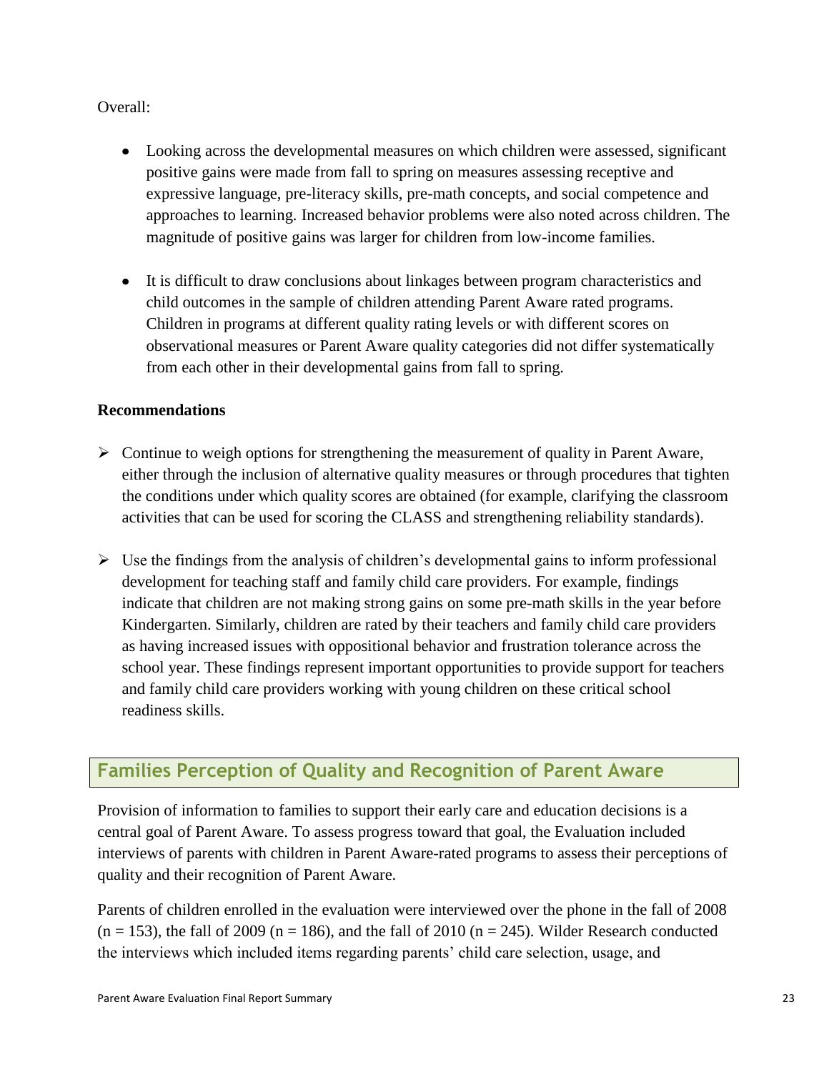Overall:

- Looking across the developmental measures on which children were assessed, significant positive gains were made from fall to spring on measures assessing receptive and expressive language, pre-literacy skills, pre-math concepts, and social competence and approaches to learning. Increased behavior problems were also noted across children. The magnitude of positive gains was larger for children from low-income families.

- It is difficult to draw conclusions about linkages between program characteristics and child outcomes in the sample of children attending Parent Aware rated programs. Children in programs at different quality rating levels or with different scores on observational measures or Parent Aware quality categories did not differ systematically from each other in their developmental gains from fall to spring.

**Recommendations**

- Continue to weigh options for strengthening the measurement of quality in Parent Aware, either through the inclusion of alternative quality measures or through procedures that tighten the conditions under which quality scores are obtained (for example, clarifying the classroom activities that can be used for scoring the CLASS and strengthening reliability standards).

- Use the findings from the analysis of children's developmental gains to inform professional development for teaching staff and family child care providers. For example, findings indicate that children are not making strong gains on some pre-math skills in the year before Kindergarten. Similarly, children are rated by their teachers and family child care providers as having increased issues with oppositional behavior and frustration tolerance across the school year. These findings represent important opportunities to provide support for teachers and family child care providers working with young children on these critical school readiness skills.

## Families Perception of Quality and Recognition of Parent Aware

Provision of information to families to support their early care and education decisions is a central goal of Parent Aware. To assess progress toward that goal, the Evaluation included interviews of parents with children in Parent Aware-rated programs to assess their perceptions of quality and their recognition of Parent Aware.

Parents of children enrolled in the evaluation were interviewed over the phone in the fall of 2008 ($n = 153$), the fall of 2009 ($n = 186$), and the fall of 2010 ($n = 245$). Wilder Research conducted the interviews which included items regarding parents' child care selection, usage, and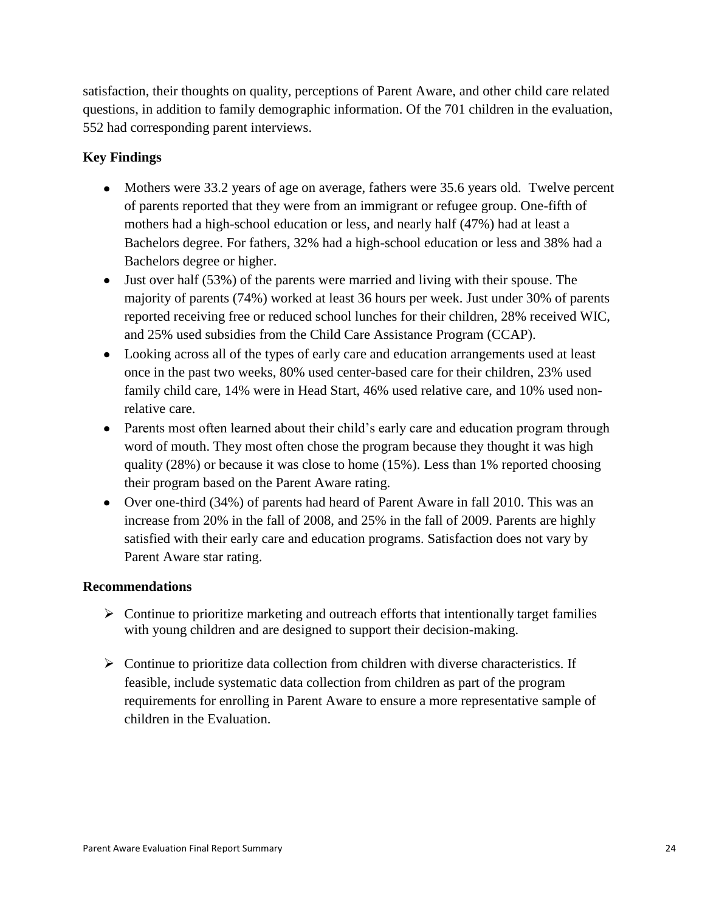satisfaction, their thoughts on quality, perceptions of Parent Aware, and other child care related questions, in addition to family demographic information. Of the 701 children in the evaluation, 552 had corresponding parent interviews.

### Key Findings

- Mothers were 33.2 years of age on average, fathers were 35.6 years old. Twelve percent of parents reported that they were from an immigrant or refugee group. One-fifth of mothers had a high-school education or less, and nearly half (47%) had at least a Bachelors degree. For fathers, 32% had a high-school education or less and 38% had a Bachelors degree or higher.
- Just over half (53%) of the parents were married and living with their spouse. The majority of parents (74%) worked at least 36 hours per week. Just under 30% of parents reported receiving free or reduced school lunches for their children, 28% received WIC, and 25% used subsidies from the Child Care Assistance Program (CCAP).
- Looking across all of the types of early care and education arrangements used at least once in the past two weeks, 80% used center-based care for their children, 23% used family child care, 14% were in Head Start, 46% used relative care, and 10% used non-relative care.
- Parents most often learned about their child's early care and education program through word of mouth. They most often chose the program because they thought it was high quality (28%) or because it was close to home (15%). Less than 1% reported choosing their program based on the Parent Aware rating.
- Over one-third (34%) of parents had heard of Parent Aware in fall 2010. This was an increase from 20% in the fall of 2008, and 25% in the fall of 2009. Parents are highly satisfied with their early care and education programs. Satisfaction does not vary by Parent Aware star rating.

### Recommendations

- Continue to prioritize marketing and outreach efforts that intentionally target families with young children and are designed to support their decision-making.

- Continue to prioritize data collection from children with diverse characteristics. If feasible, include systematic data collection from children as part of the program requirements for enrolling in Parent Aware to ensure a more representative sample of children in the Evaluation.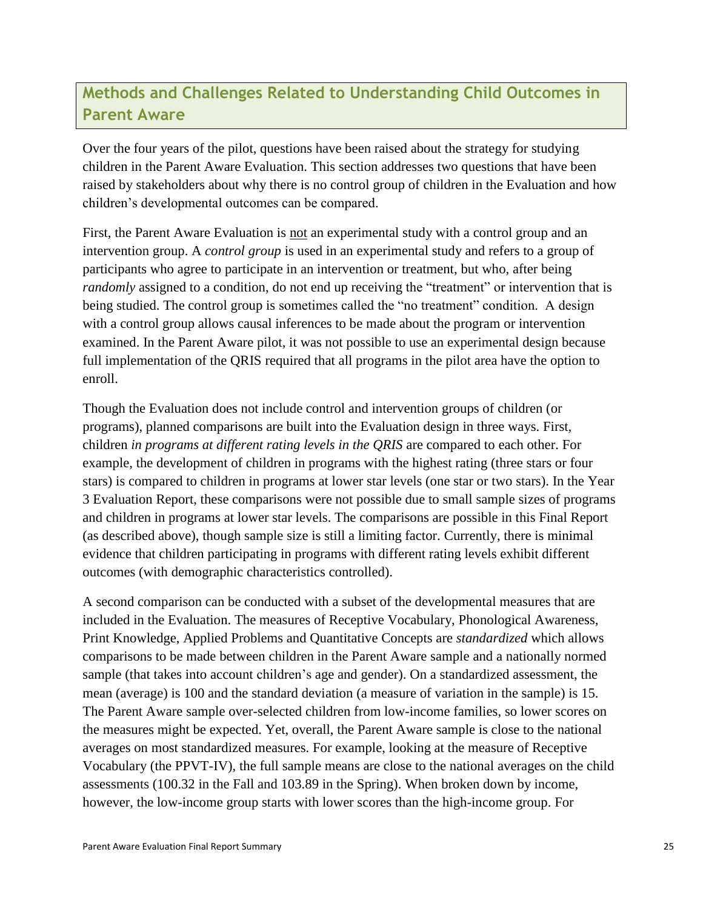## Methods and Challenges Related to Understanding Child Outcomes in Parent Aware

Over the four years of the pilot, questions have been raised about the strategy for studying children in the Parent Aware Evaluation. This section addresses two questions that have been raised by stakeholders about why there is no control group of children in the Evaluation and how children's developmental outcomes can be compared.

First, the Parent Aware Evaluation is <u>not</u> an experimental study with a control group and an intervention group. A *control group* is used in an experimental study and refers to a group of participants who agree to participate in an intervention or treatment, but who, after being *randomly* assigned to a condition, do not end up receiving the "treatment" or intervention that is being studied. The control group is sometimes called the "no treatment" condition. A design with a control group allows causal inferences to be made about the program or intervention examined. In the Parent Aware pilot, it was not possible to use an experimental design because full implementation of the QRIS required that all programs in the pilot area have the option to enroll.

Though the Evaluation does not include control and intervention groups of children (or programs), planned comparisons are built into the Evaluation design in three ways. First, children *in programs at different rating levels in the QRIS* are compared to each other. For example, the development of children in programs with the highest rating (three stars or four stars) is compared to children in programs at lower star levels (one star or two stars). In the Year 3 Evaluation Report, these comparisons were not possible due to small sample sizes of programs and children in programs at lower star levels. The comparisons are possible in this Final Report (as described above), though sample size is still a limiting factor. Currently, there is minimal evidence that children participating in programs with different rating levels exhibit different outcomes (with demographic characteristics controlled).

A second comparison can be conducted with a subset of the developmental measures that are included in the Evaluation. The measures of Receptive Vocabulary, Phonological Awareness, Print Knowledge, Applied Problems and Quantitative Concepts are *standardized* which allows comparisons to be made between children in the Parent Aware sample and a nationally normed sample (that takes into account children's age and gender). On a standardized assessment, the mean (average) is 100 and the standard deviation (a measure of variation in the sample) is 15. The Parent Aware sample over-selected children from low-income families, so lower scores on the measures might be expected. Yet, overall, the Parent Aware sample is close to the national averages on most standardized measures. For example, looking at the measure of Receptive Vocabulary (the PPVT-IV), the full sample means are close to the national averages on the child assessments (100.32 in the Fall and 103.89 in the Spring). When broken down by income, however, the low-income group starts with lower scores than the high-income group. For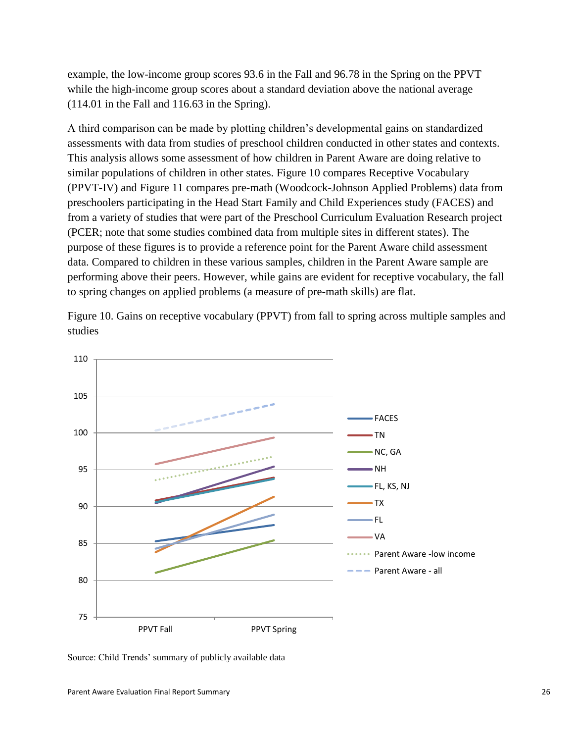example, the low-income group scores 93.6 in the Fall and 96.78 in the Spring on the PPVT while the high-income group scores about a standard deviation above the national average (114.01 in the Fall and 116.63 in the Spring).

A third comparison can be made by plotting children's developmental gains on standardized assessments with data from studies of preschool children conducted in other states and contexts. This analysis allows some assessment of how children in Parent Aware are doing relative to similar populations of children in other states. Figure 10 compares Receptive Vocabulary (PPVT-IV) and Figure 11 compares pre-math (Woodcock-Johnson Applied Problems) data from preschoolers participating in the Head Start Family and Child Experiences study (FACES) and from a variety of studies that were part of the Preschool Curriculum Evaluation Research project (PCER; note that some studies combined data from multiple sites in different states). The purpose of these figures is to provide a reference point for the Parent Aware child assessment data. Compared to children in these various samples, children in the Parent Aware sample are performing above their peers. However, while gains are evident for receptive vocabulary, the fall to spring changes on applied problems (a measure of pre-math skills) are flat.

Figure 10. Gains on receptive vocabulary (PPVT) from fall to spring across multiple samples and studies

Source: Child Trends' summary of publicly available data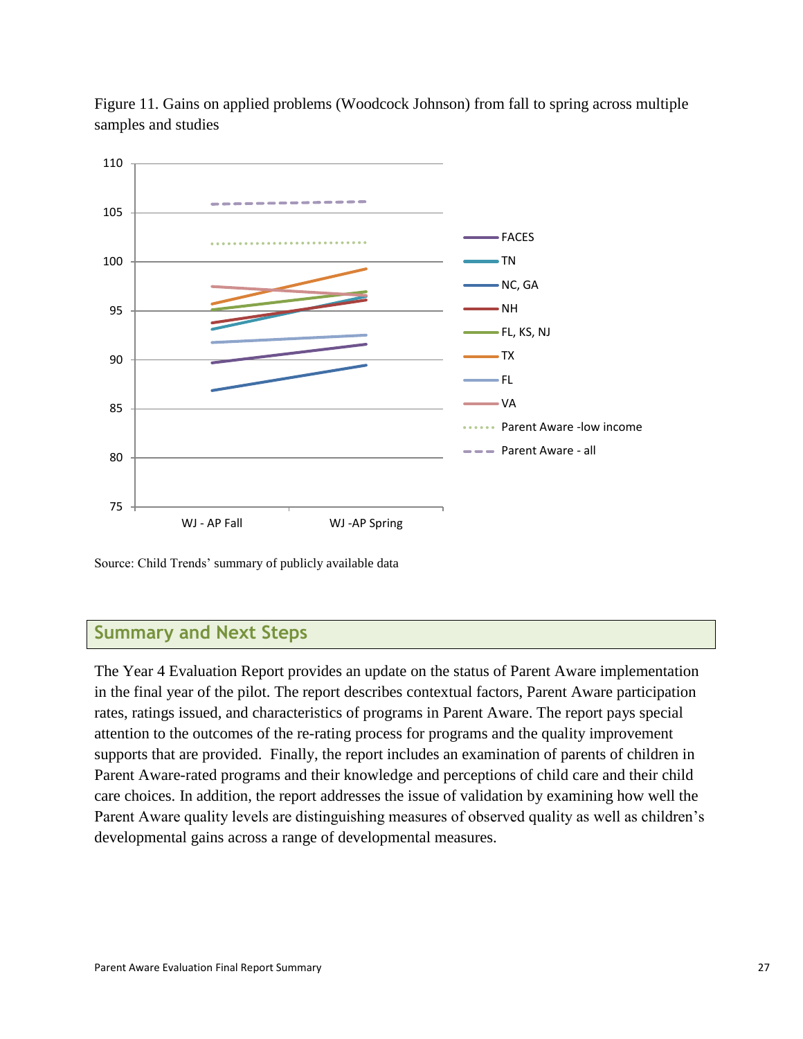Figure 11. Gains on applied problems (Woodcock Johnson) from fall to spring across multiple samples and studies

Source: Child Trends' summary of publicly available data

## Summary and Next Steps

The Year 4 Evaluation Report provides an update on the status of Parent Aware implementation in the final year of the pilot. The report describes contextual factors, Parent Aware participation rates, ratings issued, and characteristics of programs in Parent Aware. The report pays special attention to the outcomes of the re-rating process for programs and the quality improvement supports that are provided. Finally, the report includes an examination of parents of children in Parent Aware-rated programs and their knowledge and perceptions of child care and their child care choices. In addition, the report addresses the issue of validation by examining how well the Parent Aware quality levels are distinguishing measures of observed quality as well as children's developmental gains across a range of developmental measures.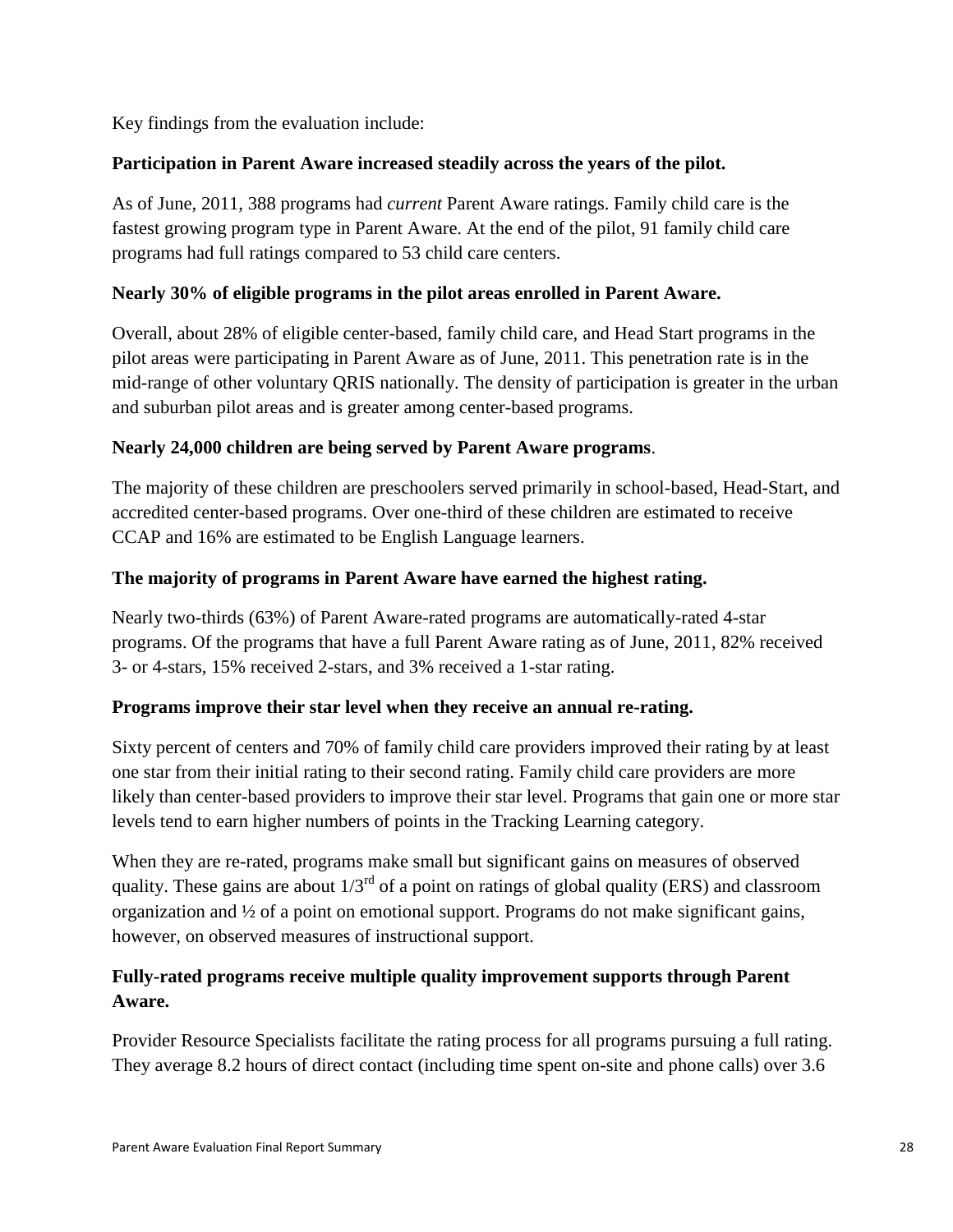Key findings from the evaluation include:

**Participation in Parent Aware increased steadily across the years of the pilot.**

As of June, 2011, 388 programs had *current* Parent Aware ratings. Family child care is the fastest growing program type in Parent Aware. At the end of the pilot, 91 family child care programs had full ratings compared to 53 child care centers.

**Nearly 30% of eligible programs in the pilot areas enrolled in Parent Aware.**

Overall, about 28% of eligible center-based, family child care, and Head Start programs in the pilot areas were participating in Parent Aware as of June, 2011. This penetration rate is in the mid-range of other voluntary QRIS nationally. The density of participation is greater in the urban and suburban pilot areas and is greater among center-based programs.

**Nearly 24,000 children are being served by Parent Aware programs**.

The majority of these children are preschoolers served primarily in school-based, Head-Start, and accredited center-based programs. Over one-third of these children are estimated to receive CCAP and 16% are estimated to be English Language learners.

**The majority of programs in Parent Aware have earned the highest rating.**

Nearly two-thirds (63%) of Parent Aware-rated programs are automatically-rated 4-star programs. Of the programs that have a full Parent Aware rating as of June, 2011, 82% received 3- or 4-stars, 15% received 2-stars, and 3% received a 1-star rating.

**Programs improve their star level when they receive an annual re-rating.**

Sixty percent of centers and 70% of family child care providers improved their rating by at least one star from their initial rating to their second rating. Family child care providers are more likely than center-based providers to improve their star level. Programs that gain one or more star levels tend to earn higher numbers of points in the Tracking Learning category.

When they are re-rated, programs make small but significant gains on measures of observed quality. These gains are about 1/3rd of a point on ratings of global quality (ERS) and classroom organization and ½ of a point on emotional support. Programs do not make significant gains, however, on observed measures of instructional support.

**Fully-rated programs receive multiple quality improvement supports through Parent Aware.**

Provider Resource Specialists facilitate the rating process for all programs pursuing a full rating. They average 8.2 hours of direct contact (including time spent on-site and phone calls) over 3.6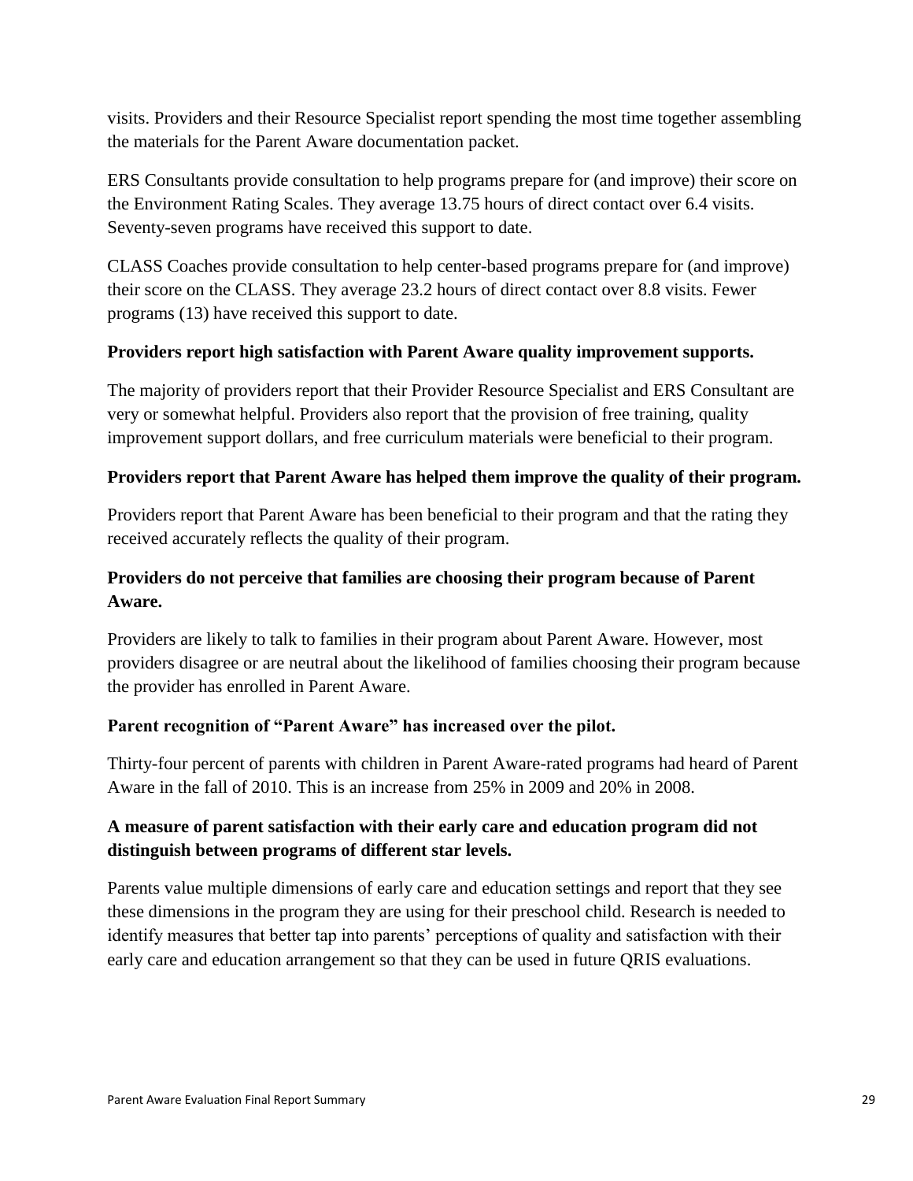visits. Providers and their Resource Specialist report spending the most time together assembling the materials for the Parent Aware documentation packet.

ERS Consultants provide consultation to help programs prepare for (and improve) their score on the Environment Rating Scales. They average 13.75 hours of direct contact over 6.4 visits. Seventy-seven programs have received this support to date.

CLASS Coaches provide consultation to help center-based programs prepare for (and improve) their score on the CLASS. They average 23.2 hours of direct contact over 8.8 visits. Fewer programs (13) have received this support to date.

**Providers report high satisfaction with Parent Aware quality improvement supports.**

The majority of providers report that their Provider Resource Specialist and ERS Consultant are very or somewhat helpful. Providers also report that the provision of free training, quality improvement support dollars, and free curriculum materials were beneficial to their program.

**Providers report that Parent Aware has helped them improve the quality of their program.**

Providers report that Parent Aware has been beneficial to their program and that the rating they received accurately reflects the quality of their program.

**Providers do not perceive that families are choosing their program because of Parent Aware.**

Providers are likely to talk to families in their program about Parent Aware. However, most providers disagree or are neutral about the likelihood of families choosing their program because the provider has enrolled in Parent Aware.

**Parent recognition of "Parent Aware" has increased over the pilot.**

Thirty-four percent of parents with children in Parent Aware-rated programs had heard of Parent Aware in the fall of 2010. This is an increase from 25% in 2009 and 20% in 2008.

**A measure of parent satisfaction with their early care and education program did not distinguish between programs of different star levels.**

Parents value multiple dimensions of early care and education settings and report that they see these dimensions in the program they are using for their preschool child. Research is needed to identify measures that better tap into parents' perceptions of quality and satisfaction with their early care and education arrangement so that they can be used in future QRIS evaluations.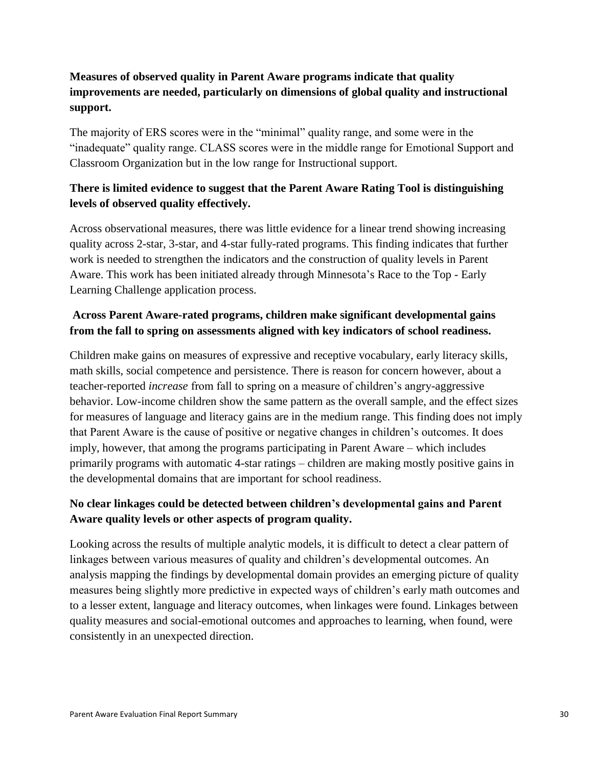**Measures of observed quality in Parent Aware programs indicate that quality improvements are needed, particularly on dimensions of global quality and instructional support.**

The majority of ERS scores were in the "minimal" quality range, and some were in the "inadequate" quality range. CLASS scores were in the middle range for Emotional Support and Classroom Organization but in the low range for Instructional support.

**There is limited evidence to suggest that the Parent Aware Rating Tool is distinguishing levels of observed quality effectively.**

Across observational measures, there was little evidence for a linear trend showing increasing quality across 2-star, 3-star, and 4-star fully-rated programs. This finding indicates that further work is needed to strengthen the indicators and the construction of quality levels in Parent Aware. This work has been initiated already through Minnesota's Race to the Top - Early Learning Challenge application process.

**Across Parent Aware-rated programs, children make significant developmental gains from the fall to spring on assessments aligned with key indicators of school readiness.**

Children make gains on measures of expressive and receptive vocabulary, early literacy skills, math skills, social competence and persistence. There is reason for concern however, about a teacher-reported *increase* from fall to spring on a measure of children's angry-aggressive behavior. Low-income children show the same pattern as the overall sample, and the effect sizes for measures of language and literacy gains are in the medium range. This finding does not imply that Parent Aware is the cause of positive or negative changes in children's outcomes. It does imply, however, that among the programs participating in Parent Aware – which includes primarily programs with automatic 4-star ratings – children are making mostly positive gains in the developmental domains that are important for school readiness.

**No clear linkages could be detected between children's developmental gains and Parent Aware quality levels or other aspects of program quality.**

Looking across the results of multiple analytic models, it is difficult to detect a clear pattern of linkages between various measures of quality and children's developmental outcomes. An analysis mapping the findings by developmental domain provides an emerging picture of quality measures being slightly more predictive in expected ways of children's early math outcomes and to a lesser extent, language and literacy outcomes, when linkages were found. Linkages between quality measures and social-emotional outcomes and approaches to learning, when found, were consistently in an unexpected direction.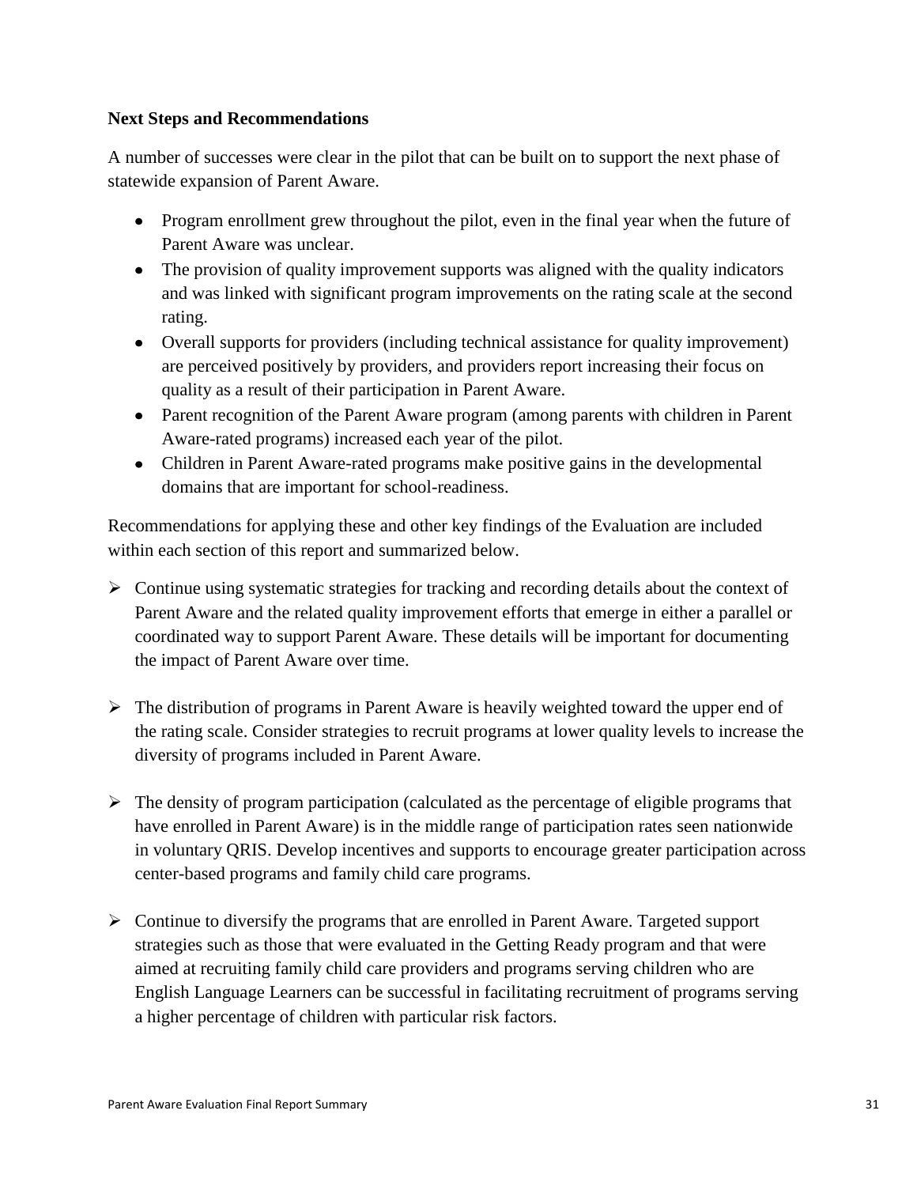**Next Steps and Recommendations**

A number of successes were clear in the pilot that can be built on to support the next phase of statewide expansion of Parent Aware.

- Program enrollment grew throughout the pilot, even in the final year when the future of Parent Aware was unclear.
- The provision of quality improvement supports was aligned with the quality indicators and was linked with significant program improvements on the rating scale at the second rating.
- Overall supports for providers (including technical assistance for quality improvement) are perceived positively by providers, and providers report increasing their focus on quality as a result of their participation in Parent Aware.
- Parent recognition of the Parent Aware program (among parents with children in Parent Aware-rated programs) increased each year of the pilot.
- Children in Parent Aware-rated programs make positive gains in the developmental domains that are important for school-readiness.

Recommendations for applying these and other key findings of the Evaluation are included within each section of this report and summarized below.

- Continue using systematic strategies for tracking and recording details about the context of Parent Aware and the related quality improvement efforts that emerge in either a parallel or coordinated way to support Parent Aware. These details will be important for documenting the impact of Parent Aware over time.

- The distribution of programs in Parent Aware is heavily weighted toward the upper end of the rating scale. Consider strategies to recruit programs at lower quality levels to increase the diversity of programs included in Parent Aware.

- The density of program participation (calculated as the percentage of eligible programs that have enrolled in Parent Aware) is in the middle range of participation rates seen nationwide in voluntary QRIS. Develop incentives and supports to encourage greater participation across center-based programs and family child care programs.

- Continue to diversify the programs that are enrolled in Parent Aware. Targeted support strategies such as those that were evaluated in the Getting Ready program and that were aimed at recruiting family child care providers and programs serving children who are English Language Learners can be successful in facilitating recruitment of programs serving a higher percentage of children with particular risk factors.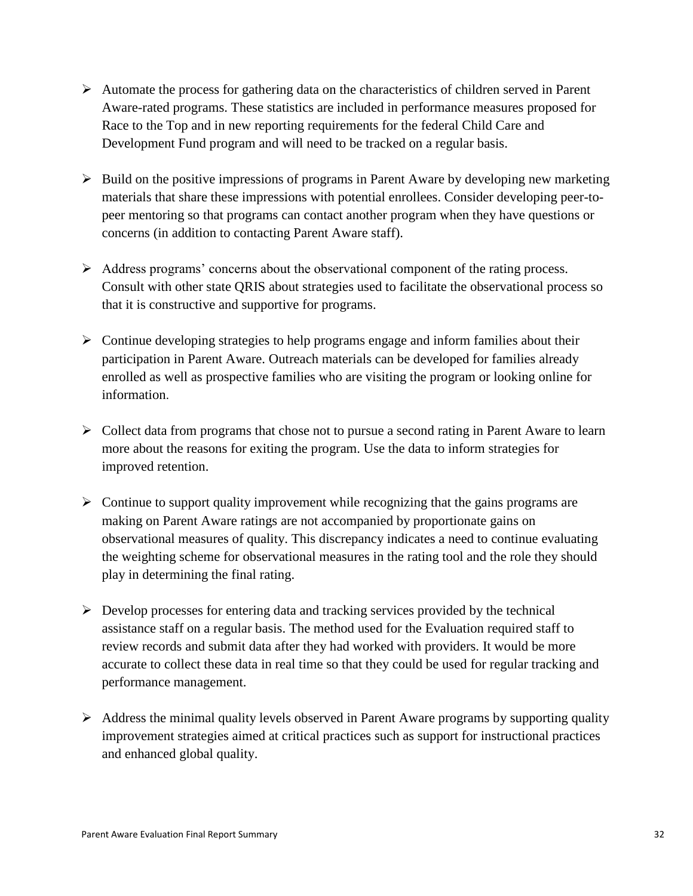- Automate the process for gathering data on the characteristics of children served in Parent Aware-rated programs. These statistics are included in performance measures proposed for Race to the Top and in new reporting requirements for the federal Child Care and Development Fund program and will need to be tracked on a regular basis.

- Build on the positive impressions of programs in Parent Aware by developing new marketing materials that share these impressions with potential enrollees. Consider developing peer-to-peer mentoring so that programs can contact another program when they have questions or concerns (in addition to contacting Parent Aware staff).

- Address programs' concerns about the observational component of the rating process. Consult with other state QRIS about strategies used to facilitate the observational process so that it is constructive and supportive for programs.

- Continue developing strategies to help programs engage and inform families about their participation in Parent Aware. Outreach materials can be developed for families already enrolled as well as prospective families who are visiting the program or looking online for information.

- Collect data from programs that chose not to pursue a second rating in Parent Aware to learn more about the reasons for exiting the program. Use the data to inform strategies for improved retention.

- Continue to support quality improvement while recognizing that the gains programs are making on Parent Aware ratings are not accompanied by proportionate gains on observational measures of quality. This discrepancy indicates a need to continue evaluating the weighting scheme for observational measures in the rating tool and the role they should play in determining the final rating.

- Develop processes for entering data and tracking services provided by the technical assistance staff on a regular basis. The method used for the Evaluation required staff to review records and submit data after they had worked with providers. It would be more accurate to collect these data in real time so that they could be used for regular tracking and performance management.

- Address the minimal quality levels observed in Parent Aware programs by supporting quality improvement strategies aimed at critical practices such as support for instructional practices and enhanced global quality.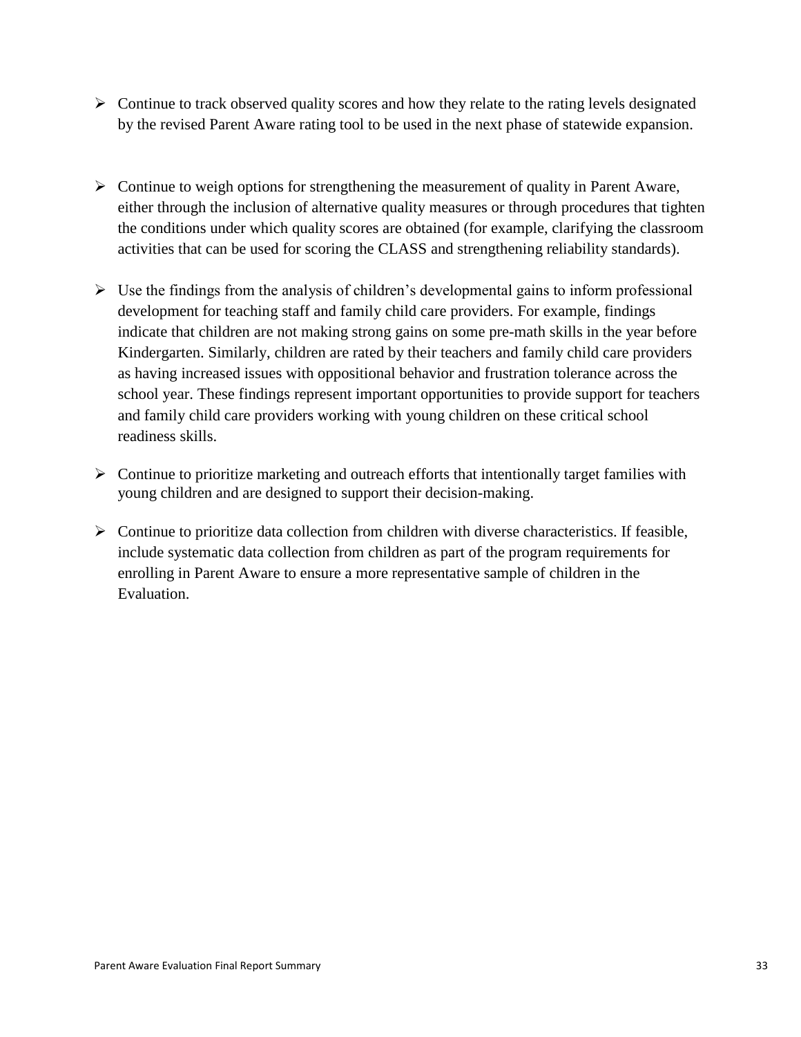- Continue to track observed quality scores and how they relate to the rating levels designated by the revised Parent Aware rating tool to be used in the next phase of statewide expansion.

- Continue to weigh options for strengthening the measurement of quality in Parent Aware, either through the inclusion of alternative quality measures or through procedures that tighten the conditions under which quality scores are obtained (for example, clarifying the classroom activities that can be used for scoring the CLASS and strengthening reliability standards).

- Use the findings from the analysis of children's developmental gains to inform professional development for teaching staff and family child care providers. For example, findings indicate that children are not making strong gains on some pre-math skills in the year before Kindergarten. Similarly, children are rated by their teachers and family child care providers as having increased issues with oppositional behavior and frustration tolerance across the school year. These findings represent important opportunities to provide support for teachers and family child care providers working with young children on these critical school readiness skills.

- Continue to prioritize marketing and outreach efforts that intentionally target families with young children and are designed to support their decision-making.

- Continue to prioritize data collection from children with diverse characteristics. If feasible, include systematic data collection from children as part of the program requirements for enrolling in Parent Aware to ensure a more representative sample of children in the Evaluation.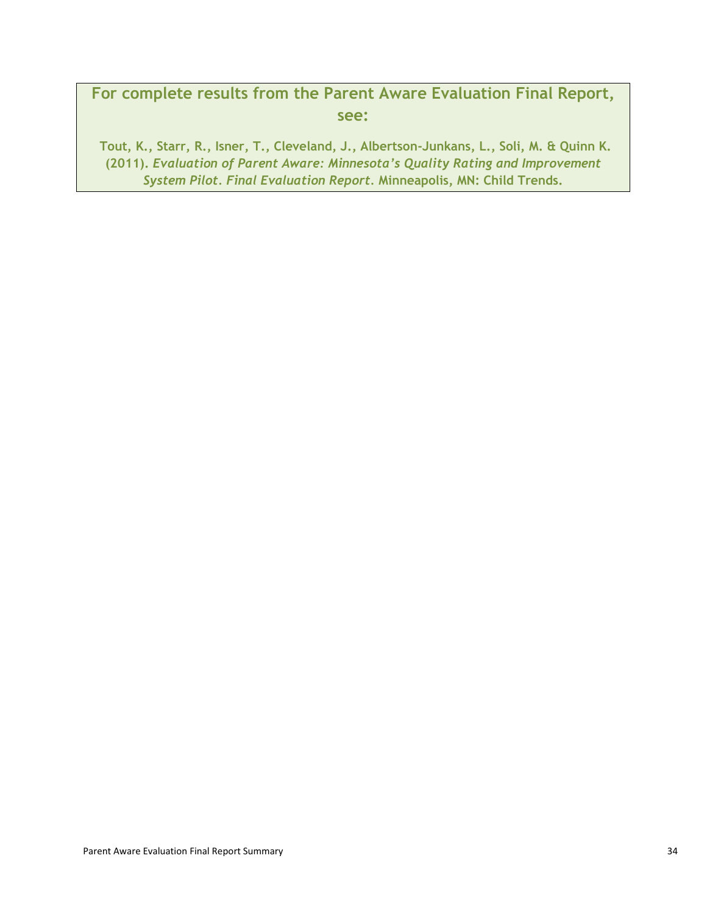## For complete results from the Parent Aware Evaluation Final Report, see:

**Tout, K., Starr, R., Isner, T., Cleveland, J., Albertson-Junkans, L., Soli, M. & Quinn K. (2011).** ***Evaluation of Parent Aware: Minnesota's Quality Rating and Improvement System Pilot. Final Evaluation Report.*** **Minneapolis, MN: Child Trends.**